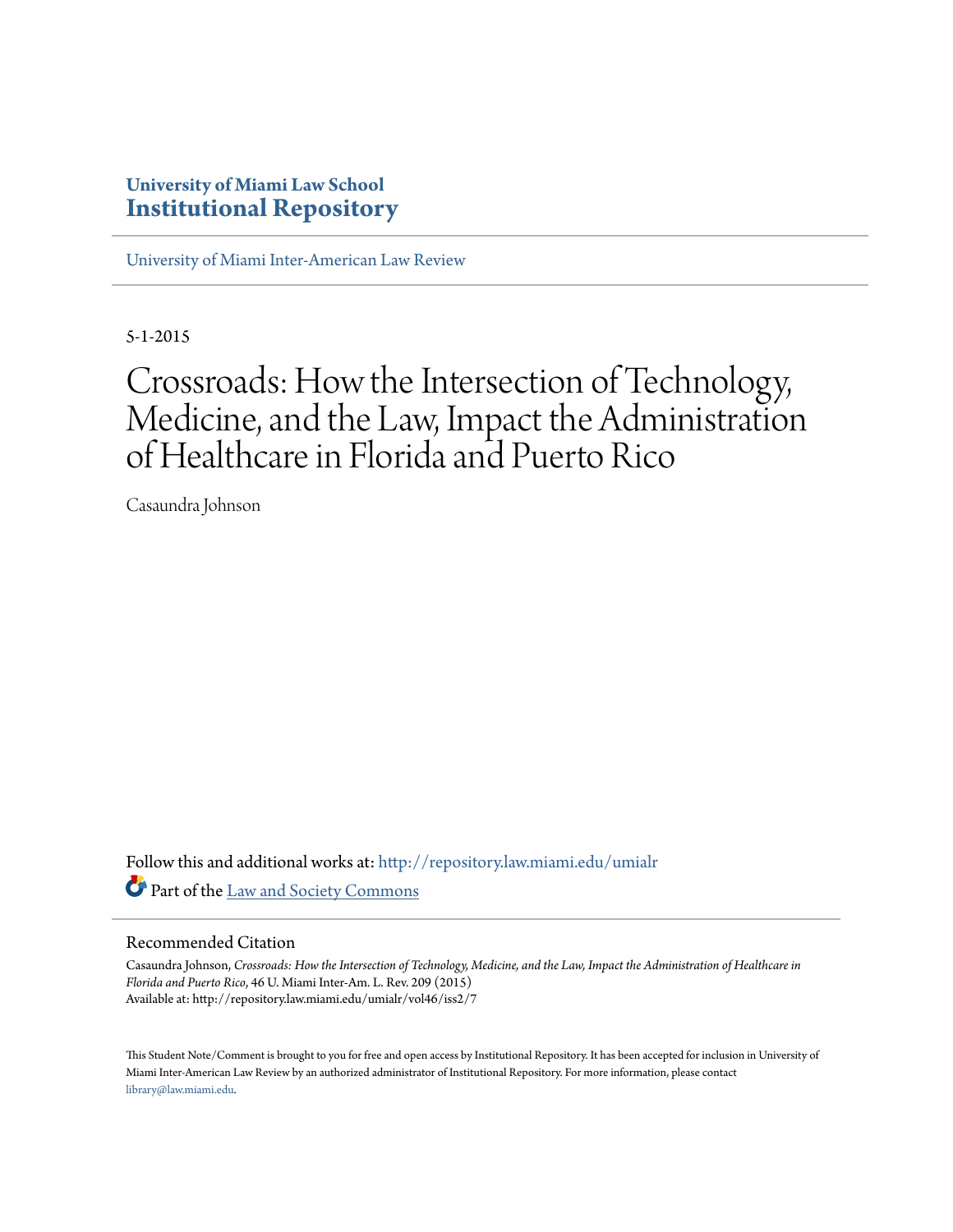# University of Miami Law School
# Institutional Repository

University of Miami Inter-American Law Review

5-1-2015

# Crossroads: How the Intersection of Technology, Medicine, and the Law, Impact the Administration of Healthcare in Florida and Puerto Rico

Casaundra Johnson

Follow this and additional works at: http://repository.law.miami.edu/umialr

Part of the Law and Society Commons

## Recommended Citation

Casaundra Johnson, *Crossroads: How the Intersection of Technology, Medicine, and the Law, Impact the Administration of Healthcare in Florida and Puerto Rico*, 46 U. Miami Inter-Am. L. Rev. 209 (2015)
Available at: http://repository.law.miami.edu/umialr/vol46/iss2/7

This Student Note/Comment is brought to you for free and open access by Institutional Repository. It has been accepted for inclusion in University of Miami Inter-American Law Review by an authorized administrator of Institutional Repository. For more information, please contact library@law.miami.edu.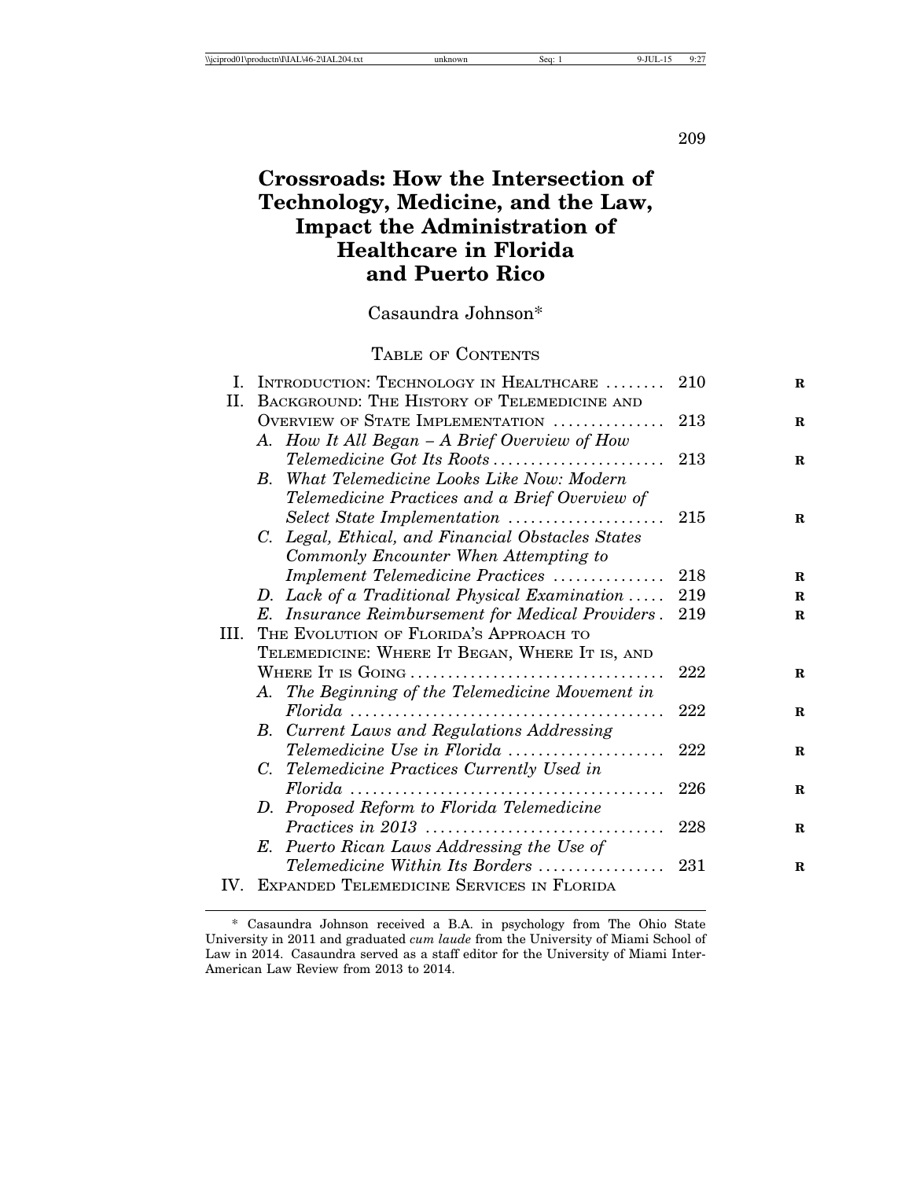# Crossroads: How the Intersection of Technology, Medicine, and the Law, Impact the Administration of Healthcare in Florida and Puerto Rico

Casaundra Johnson*

TABLE OF CONTENTS

I. INTRODUCTION: TECHNOLOGY IN HEALTHCARE ........ 210

II. BACKGROUND: THE HISTORY OF TELEMEDICINE AND OVERVIEW OF STATE IMPLEMENTATION ............... 213

- A. *How It All Began – A Brief Overview of How Telemedicine Got Its Roots* ....................... 213
- B. *What Telemedicine Looks Like Now: Modern Telemedicine Practices and a Brief Overview of Select State Implementation* ..................... 215
- C. *Legal, Ethical, and Financial Obstacles States Commonly Encounter When Attempting to Implement Telemedicine Practices* .............. 218
- D. *Lack of a Traditional Physical Examination* ..... 219
- E. *Insurance Reimbursement for Medical Providers* . 219

III. THE EVOLUTION OF FLORIDA'S APPROACH TO TELEMEDICINE: WHERE IT BEGAN, WHERE IT IS, AND WHERE IT IS GOING .................................. 222

- A. *The Beginning of the Telemedicine Movement in Florida* .......................................... 222
- B. *Current Laws and Regulations Addressing Telemedicine Use in Florida* ..................... 222
- C. *Telemedicine Practices Currently Used in Florida* .......................................... 226
- D. *Proposed Reform to Florida Telemedicine Practices in 2013* ............................... 228
- E. *Puerto Rican Laws Addressing the Use of Telemedicine Within Its Borders* ................. 231

IV. EXPANDED TELEMEDICINE SERVICES IN FLORIDA

\* Casaundra Johnson received a B.A. in psychology from The Ohio State University in 2011 and graduated *cum laude* from the University of Miami School of Law in 2014. Casaundra served as a staff editor for the University of Miami Inter-American Law Review from 2013 to 2014.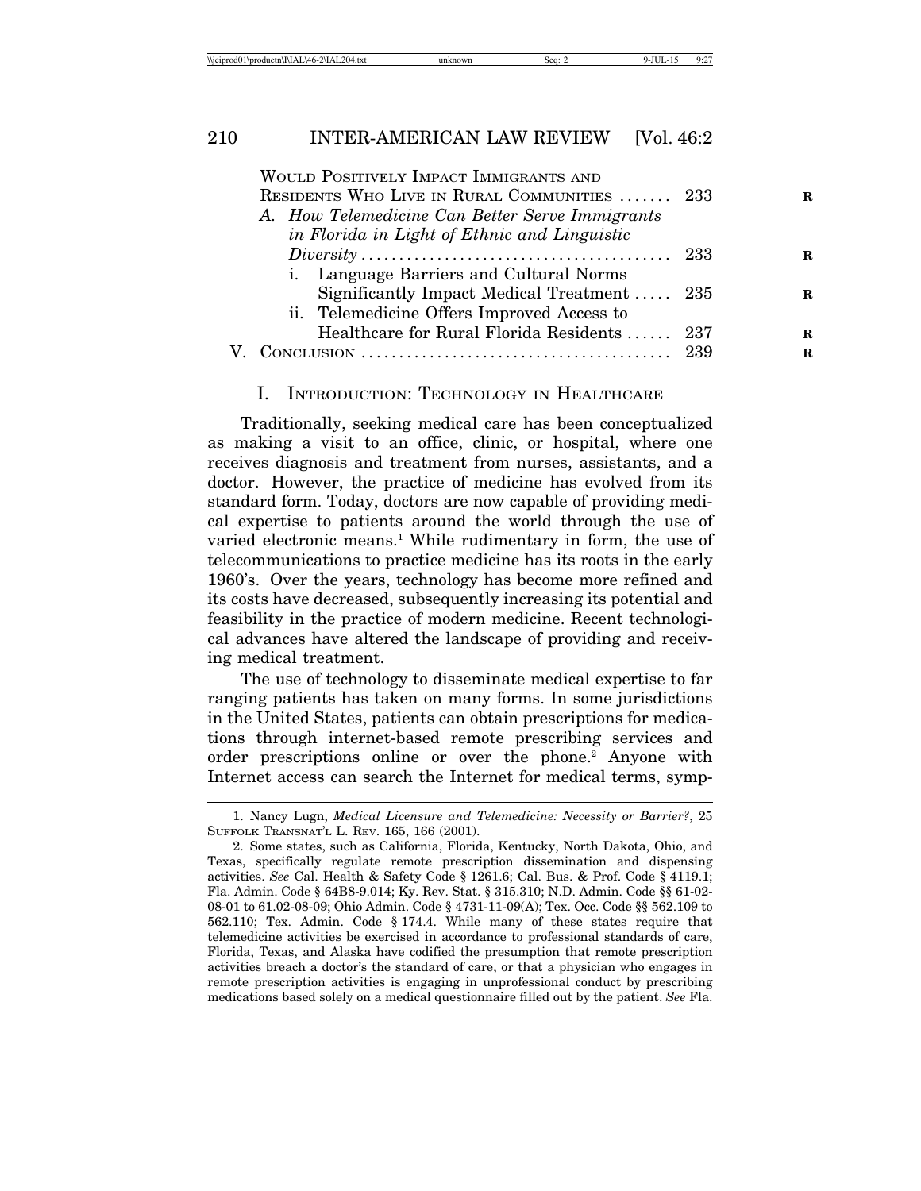WOULD POSITIVELY IMPACT IMMIGRANTS AND RESIDENTS WHO LIVE IN RURAL COMMUNITIES ....... 233

A. *How Telemedicine Can Better Serve Immigrants in Florida in Light of Ethnic and Linguistic Diversity* ........................................ 233

i. Language Barriers and Cultural Norms Significantly Impact Medical Treatment ..... 235

ii. Telemedicine Offers Improved Access to Healthcare for Rural Florida Residents ...... 237

V. CONCLUSION ........................................ 239

## I. INTRODUCTION: TECHNOLOGY IN HEALTHCARE

Traditionally, seeking medical care has been conceptualized as making a visit to an office, clinic, or hospital, where one receives diagnosis and treatment from nurses, assistants, and a doctor. However, the practice of medicine has evolved from its standard form. Today, doctors are now capable of providing medical expertise to patients around the world through the use of varied electronic means.[1] While rudimentary in form, the use of telecommunications to practice medicine has its roots in the early 1960's. Over the years, technology has become more refined and its costs have decreased, subsequently increasing its potential and feasibility in the practice of modern medicine. Recent technological advances have altered the landscape of providing and receiving medical treatment.

The use of technology to disseminate medical expertise to far ranging patients has taken on many forms. In some jurisdictions in the United States, patients can obtain prescriptions for medications through internet-based remote prescribing services and order prescriptions online or over the phone.[2] Anyone with Internet access can search the Internet for medical terms, symp-

---

1. Nancy Lugn, *Medical Licensure and Telemedicine: Necessity or Barrier?*, 25 SUFFOLK TRANSNAT'L L. REV. 165, 166 (2001).

2. Some states, such as California, Florida, Kentucky, North Dakota, Ohio, and Texas, specifically regulate remote prescription dissemination and dispensing activities. *See* Cal. Health & Safety Code § 1261.6; Cal. Bus. & Prof. Code § 4119.1; Fla. Admin. Code § 64B8-9.014; Ky. Rev. Stat. § 315.310; N.D. Admin. Code §§ 61-02-08-01 to 61.02-08-09; Ohio Admin. Code § 4731-11-09(A); Tex. Occ. Code §§ 562.109 to 562.110; Tex. Admin. Code § 174.4. While many of these states require that telemedicine activities be exercised in accordance to professional standards of care, Florida, Texas, and Alaska have codified the presumption that remote prescription activities breach a doctor's the standard of care, or that a physician who engages in remote prescription activities is engaging in unprofessional conduct by prescribing medications based solely on a medical questionnaire filled out by the patient. *See* Fla.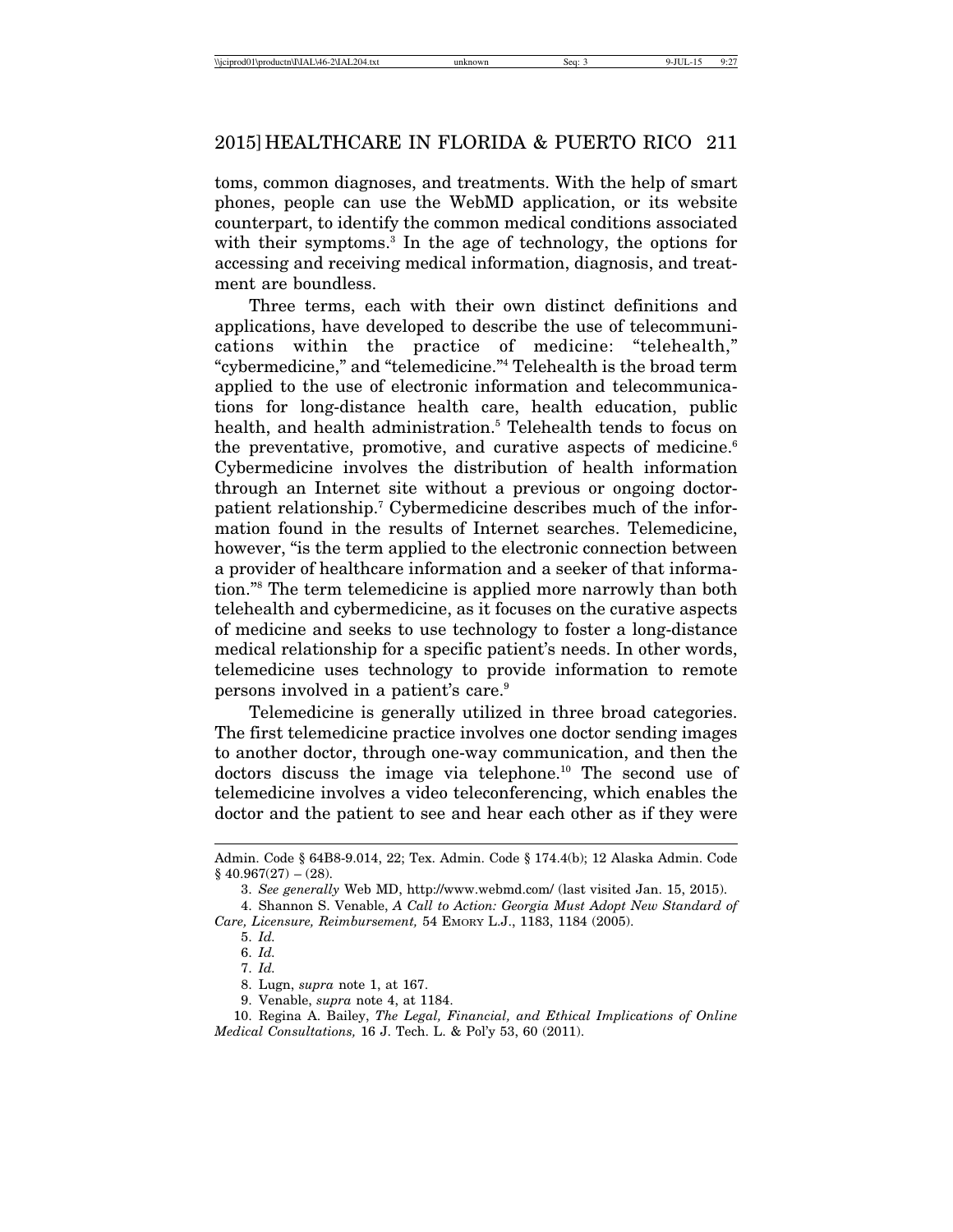toms, common diagnoses, and treatments. With the help of smart phones, people can use the WebMD application, or its website counterpart, to identify the common medical conditions associated with their symptoms.[3] In the age of technology, the options for accessing and receiving medical information, diagnosis, and treatment are boundless.

Three terms, each with their own distinct definitions and applications, have developed to describe the use of telecommunications within the practice of medicine: "telehealth," "cybermedicine," and "telemedicine."[4] Telehealth is the broad term applied to the use of electronic information and telecommunications for long-distance health care, health education, public health, and health administration.[5] Telehealth tends to focus on the preventative, promotive, and curative aspects of medicine.[6] Cybermedicine involves the distribution of health information through an Internet site without a previous or ongoing doctor-patient relationship.[7] Cybermedicine describes much of the information found in the results of Internet searches. Telemedicine, however, "is the term applied to the electronic connection between a provider of healthcare information and a seeker of that information."[8] The term telemedicine is applied more narrowly than both telehealth and cybermedicine, as it focuses on the curative aspects of medicine and seeks to use technology to foster a long-distance medical relationship for a specific patient's needs. In other words, telemedicine uses technology to provide information to remote persons involved in a patient's care.[9]

Telemedicine is generally utilized in three broad categories. The first telemedicine practice involves one doctor sending images to another doctor, through one-way communication, and then the doctors discuss the image via telephone.[10] The second use of telemedicine involves a video teleconferencing, which enables the doctor and the patient to see and hear each other as if they were

---

Admin. Code § 64B8-9.014, 22; Tex. Admin. Code § 174.4(b); 12 Alaska Admin. Code § 40.967(27) – (28).

3. *See generally* Web MD, http://www.webmd.com/ (last visited Jan. 15, 2015).

4. Shannon S. Venable, *A Call to Action: Georgia Must Adopt New Standard of Care, Licensure, Reimbursement,* 54 EMORY L.J., 1183, 1184 (2005).

5. *Id.*

6. *Id.*

7. *Id.*

8. Lugn, *supra* note 1, at 167.

9. Venable, *supra* note 4, at 1184.

10. Regina A. Bailey, *The Legal, Financial, and Ethical Implications of Online Medical Consultations,* 16 J. Tech. L. & Pol'y 53, 60 (2011).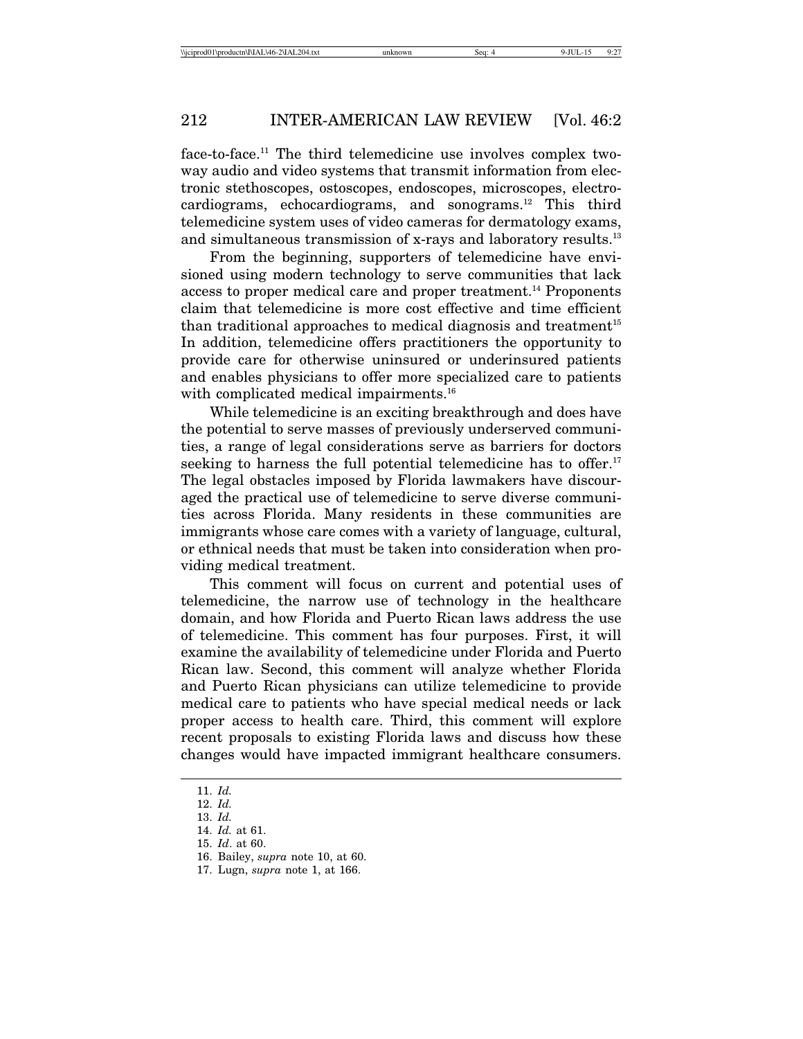face-to-face.[11] The third telemedicine use involves complex two-way audio and video systems that transmit information from electronic stethoscopes, ostoscopes, endoscopes, microscopes, electrocardiograms, echocardiograms, and sonograms.[12] This third telemedicine system uses of video cameras for dermatology exams, and simultaneous transmission of x-rays and laboratory results.[13]

From the beginning, supporters of telemedicine have envisioned using modern technology to serve communities that lack access to proper medical care and proper treatment.[14] Proponents claim that telemedicine is more cost effective and time efficient than traditional approaches to medical diagnosis and treatment[15] In addition, telemedicine offers practitioners the opportunity to provide care for otherwise uninsured or underinsured patients and enables physicians to offer more specialized care to patients with complicated medical impairments.[16]

While telemedicine is an exciting breakthrough and does have the potential to serve masses of previously underserved communities, a range of legal considerations serve as barriers for doctors seeking to harness the full potential telemedicine has to offer.[17] The legal obstacles imposed by Florida lawmakers have discouraged the practical use of telemedicine to serve diverse communities across Florida. Many residents in these communities are immigrants whose care comes with a variety of language, cultural, or ethnical needs that must be taken into consideration when providing medical treatment.

This comment will focus on current and potential uses of telemedicine, the narrow use of technology in the healthcare domain, and how Florida and Puerto Rican laws address the use of telemedicine. This comment has four purposes. First, it will examine the availability of telemedicine under Florida and Puerto Rican law. Second, this comment will analyze whether Florida and Puerto Rican physicians can utilize telemedicine to provide medical care to patients who have special medical needs or lack proper access to health care. Third, this comment will explore recent proposals to existing Florida laws and discuss how these changes would have impacted immigrant healthcare consumers.

---

11. *Id.*
12. *Id.*
13. *Id.*
14. *Id.* at 61.
15. *Id*. at 60.
16. Bailey, *supra* note 10, at 60.
17. Lugn, *supra* note 1, at 166.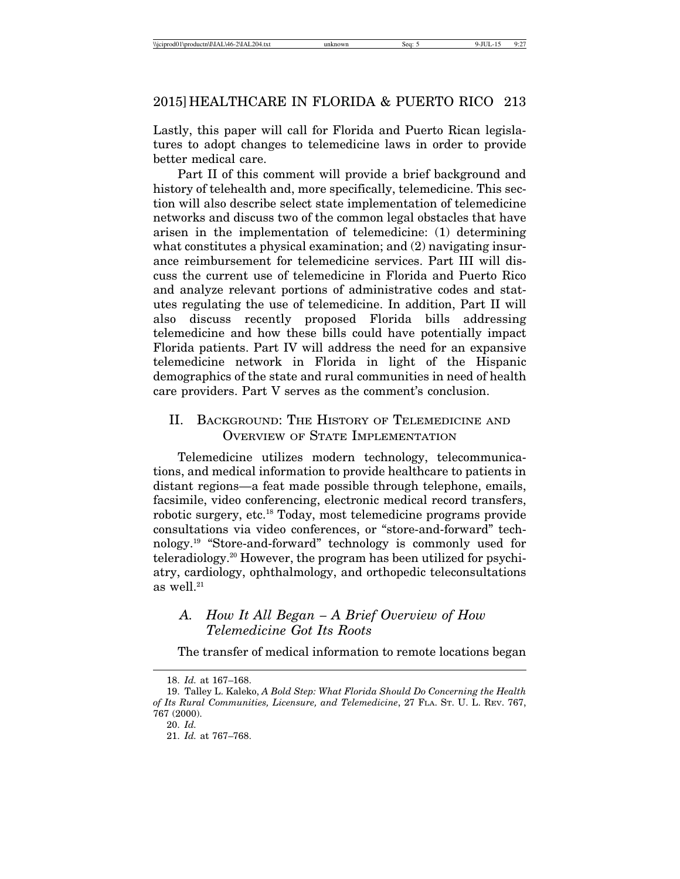Lastly, this paper will call for Florida and Puerto Rican legislatures to adopt changes to telemedicine laws in order to provide better medical care.

Part II of this comment will provide a brief background and history of telehealth and, more specifically, telemedicine. This section will also describe select state implementation of telemedicine networks and discuss two of the common legal obstacles that have arisen in the implementation of telemedicine: (1) determining what constitutes a physical examination; and (2) navigating insurance reimbursement for telemedicine services. Part III will discuss the current use of telemedicine in Florida and Puerto Rico and analyze relevant portions of administrative codes and statutes regulating the use of telemedicine. In addition, Part II will also discuss recently proposed Florida bills addressing telemedicine and how these bills could have potentially impact Florida patients. Part IV will address the need for an expansive telemedicine network in Florida in light of the Hispanic demographics of the state and rural communities in need of health care providers. Part V serves as the comment's conclusion.

## II. Background: The History of Telemedicine and Overview of State Implementation

Telemedicine utilizes modern technology, telecommunications, and medical information to provide healthcare to patients in distant regions—a feat made possible through telephone, emails, facsimile, video conferencing, electronic medical record transfers, robotic surgery, etc.[18] Today, most telemedicine programs provide consultations via video conferences, or "store-and-forward" technology.[19] "Store-and-forward" technology is commonly used for teleradiology.[20] However, the program has been utilized for psychiatry, cardiology, ophthalmology, and orthopedic teleconsultations as well.[21]

### *A. How It All Began – A Brief Overview of How Telemedicine Got Its Roots*

The transfer of medical information to remote locations began

---

18. *Id.* at 167–168.

19. Talley L. Kaleko, *A Bold Step: What Florida Should Do Concerning the Health of Its Rural Communities, Licensure, and Telemedicine*, 27 Fla. St. U. L. Rev. 767, 767 (2000).

20. *Id.*

21. *Id.* at 767–768.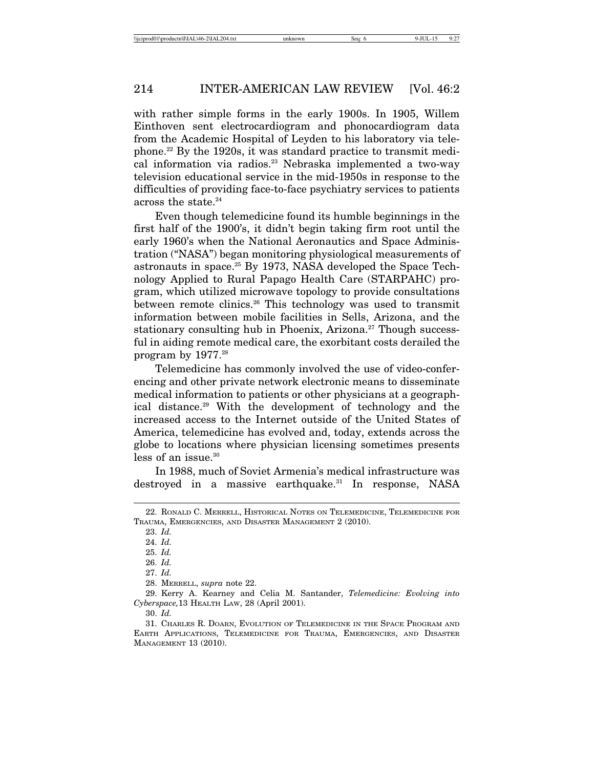with rather simple forms in the early 1900s. In 1905, Willem Einthoven sent electrocardiogram and phonocardiogram data from the Academic Hospital of Leyden to his laboratory via telephone.[22] By the 1920s, it was standard practice to transmit medical information via radios.[23] Nebraska implemented a two-way television educational service in the mid-1950s in response to the difficulties of providing face-to-face psychiatry services to patients across the state.[24]

Even though telemedicine found its humble beginnings in the first half of the 1900's, it didn't begin taking firm root until the early 1960's when the National Aeronautics and Space Administration ("NASA") began monitoring physiological measurements of astronauts in space.[25] By 1973, NASA developed the Space Technology Applied to Rural Papago Health Care (STARPAHC) program, which utilized microwave topology to provide consultations between remote clinics.[26] This technology was used to transmit information between mobile facilities in Sells, Arizona, and the stationary consulting hub in Phoenix, Arizona.[27] Though successful in aiding remote medical care, the exorbitant costs derailed the program by 1977.[28]

Telemedicine has commonly involved the use of video-conferencing and other private network electronic means to disseminate medical information to patients or other physicians at a geographical distance.[29] With the development of technology and the increased access to the Internet outside of the United States of America, telemedicine has evolved and, today, extends across the globe to locations where physician licensing sometimes presents less of an issue.[30]

In 1988, much of Soviet Armenia's medical infrastructure was destroyed in a massive earthquake.[31] In response, NASA

---

22. RONALD C. MERRELL, HISTORICAL NOTES ON TELEMEDICINE, TELEMEDICINE FOR TRAUMA, EMERGENCIES, AND DISASTER MANAGEMENT 2 (2010).

23. *Id.*

24. *Id.*

25. *Id.*

26. *Id.*

27. *Id.*

28. MERRELL, *supra* note 22.

29. Kerry A. Kearney and Celia M. Santander, *Telemedicine: Evolving into Cyberspace,* 13 HEALTH LAW, 28 (April 2001).

30. *Id.*

31. CHARLES R. DOARN, EVOLUTION OF TELEMEDICINE IN THE SPACE PROGRAM AND EARTH APPLICATIONS, TELEMEDICINE FOR TRAUMA, EMERGENCIES, AND DISASTER MANAGEMENT 13 (2010).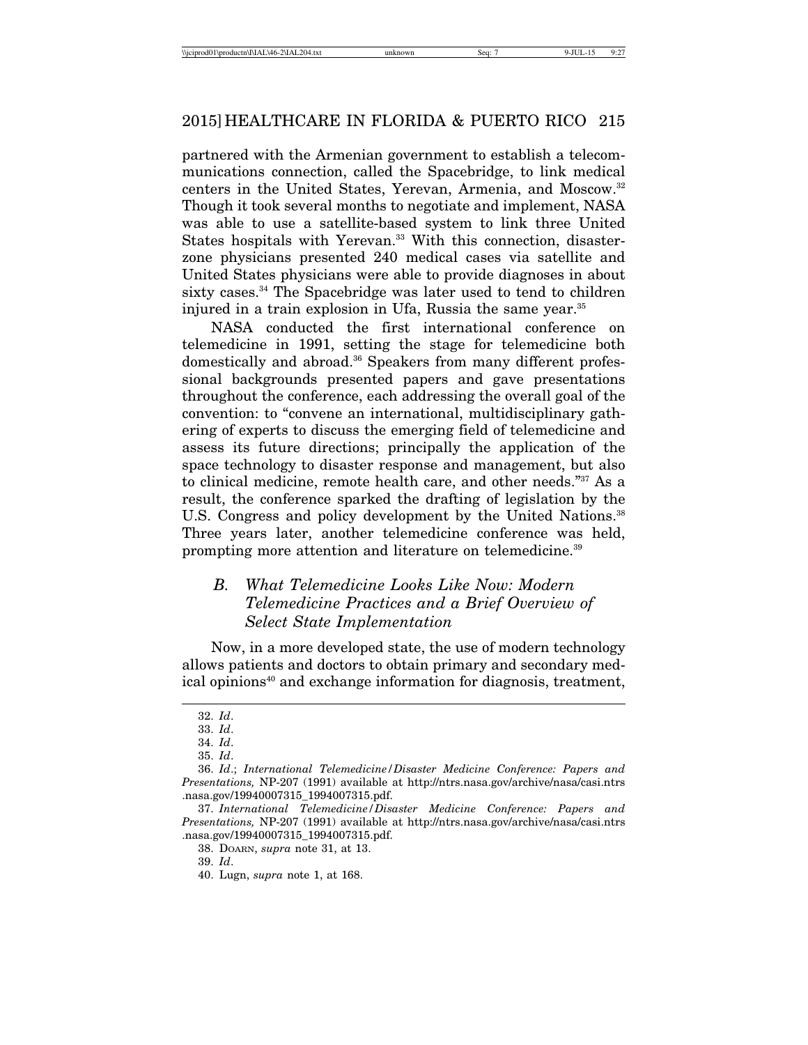partnered with the Armenian government to establish a telecommunications connection, called the Spacebridge, to link medical centers in the United States, Yerevan, Armenia, and Moscow.[32] Though it took several months to negotiate and implement, NASA was able to use a satellite-based system to link three United States hospitals with Yerevan.[33] With this connection, disaster-zone physicians presented 240 medical cases via satellite and United States physicians were able to provide diagnoses in about sixty cases.[34] The Spacebridge was later used to tend to children injured in a train explosion in Ufa, Russia the same year.[35]

NASA conducted the first international conference on telemedicine in 1991, setting the stage for telemedicine both domestically and abroad.[36] Speakers from many different professional backgrounds presented papers and gave presentations throughout the conference, each addressing the overall goal of the convention: to "convene an international, multidisciplinary gathering of experts to discuss the emerging field of telemedicine and assess its future directions; principally the application of the space technology to disaster response and management, but also to clinical medicine, remote health care, and other needs."[37] As a result, the conference sparked the drafting of legislation by the U.S. Congress and policy development by the United Nations.[38] Three years later, another telemedicine conference was held, prompting more attention and literature on telemedicine.[39]

### B. *What Telemedicine Looks Like Now: Modern Telemedicine Practices and a Brief Overview of Select State Implementation*

Now, in a more developed state, the use of modern technology allows patients and doctors to obtain primary and secondary medical opinions[40] and exchange information for diagnosis, treatment,

---

32. *Id*.

33. *Id*.

34. *Id*.

35. *Id*.

36. *Id*.; *International Telemedicine/Disaster Medicine Conference: Papers and Presentations,* NP-207 (1991) available at http://ntrs.nasa.gov/archive/nasa/casi.ntrs.nasa.gov/19940007315_1994007315.pdf.

37. *International Telemedicine/Disaster Medicine Conference: Papers and Presentations,* NP-207 (1991) available at http://ntrs.nasa.gov/archive/nasa/casi.ntrs.nasa.gov/19940007315_1994007315.pdf.

38. DOARN, *supra* note 31, at 13.

39. *Id*.

40. Lugn, *supra* note 1, at 168.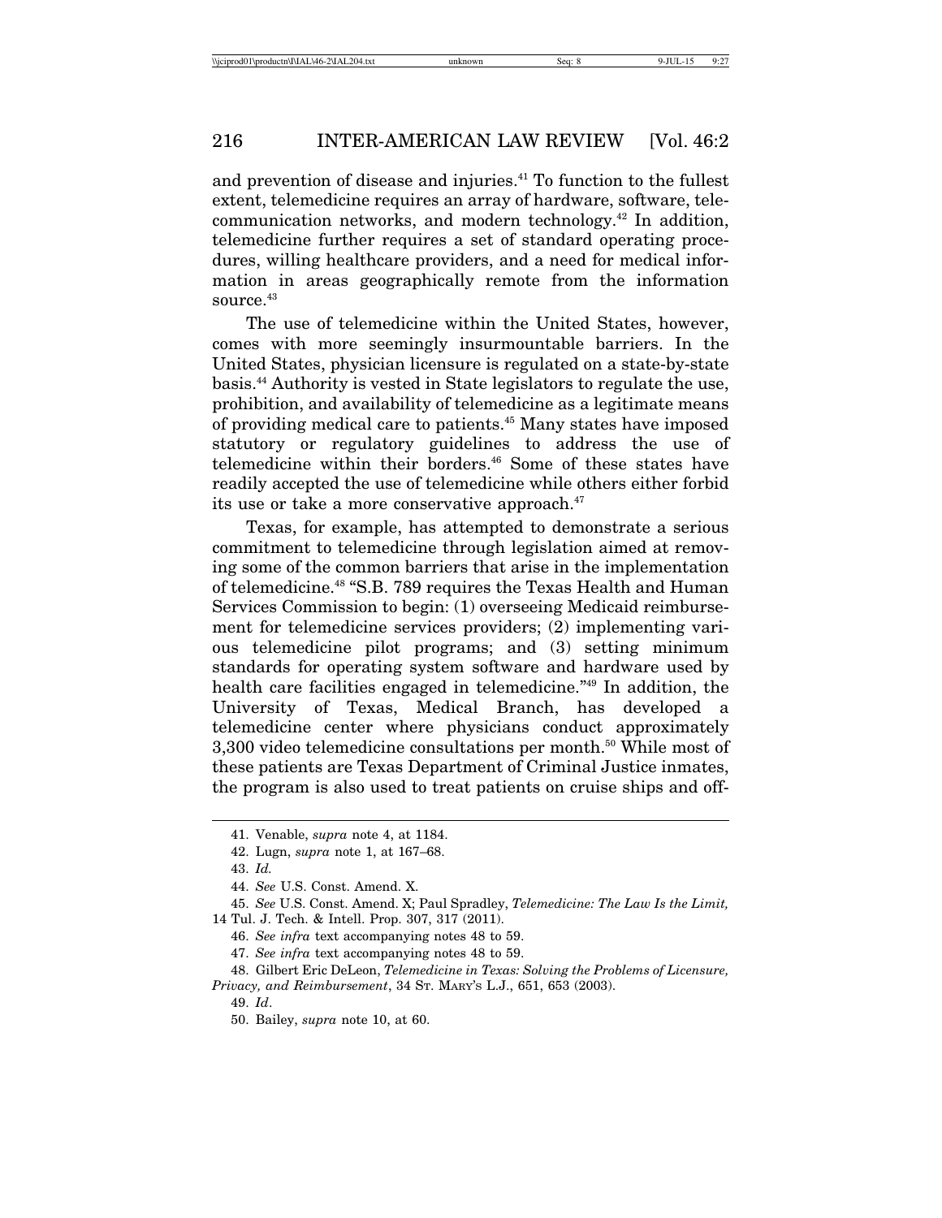and prevention of disease and injuries.[41] To function to the fullest extent, telemedicine requires an array of hardware, software, telecommunication networks, and modern technology.[42] In addition, telemedicine further requires a set of standard operating procedures, willing healthcare providers, and a need for medical information in areas geographically remote from the information source.[43]

The use of telemedicine within the United States, however, comes with more seemingly insurmountable barriers. In the United States, physician licensure is regulated on a state-by-state basis.[44] Authority is vested in State legislators to regulate the use, prohibition, and availability of telemedicine as a legitimate means of providing medical care to patients.[45] Many states have imposed statutory or regulatory guidelines to address the use of telemedicine within their borders.[46] Some of these states have readily accepted the use of telemedicine while others either forbid its use or take a more conservative approach.[47]

Texas, for example, has attempted to demonstrate a serious commitment to telemedicine through legislation aimed at removing some of the common barriers that arise in the implementation of telemedicine.[48] "S.B. 789 requires the Texas Health and Human Services Commission to begin: (1) overseeing Medicaid reimbursement for telemedicine services providers; (2) implementing various telemedicine pilot programs; and (3) setting minimum standards for operating system software and hardware used by health care facilities engaged in telemedicine."[49] In addition, the University of Texas, Medical Branch, has developed a telemedicine center where physicians conduct approximately 3,300 video telemedicine consultations per month.[50] While most of these patients are Texas Department of Criminal Justice inmates, the program is also used to treat patients on cruise ships and off-

---

41. Venable, *supra* note 4, at 1184.

42. Lugn, *supra* note 1, at 167–68.

43. *Id.*

44. *See* U.S. Const. Amend. X.

45. *See* U.S. Const. Amend. X; Paul Spradley, *Telemedicine: The Law Is the Limit,* 14 Tul. J. Tech. & Intell. Prop. 307, 317 (2011).

46. *See infra* text accompanying notes 48 to 59.

47. *See infra* text accompanying notes 48 to 59.

48. Gilbert Eric DeLeon, *Telemedicine in Texas: Solving the Problems of Licensure, Privacy, and Reimbursement*, 34 St. Mary's L.J., 651, 653 (2003).

49. *Id*.

50. Bailey, *supra* note 10, at 60.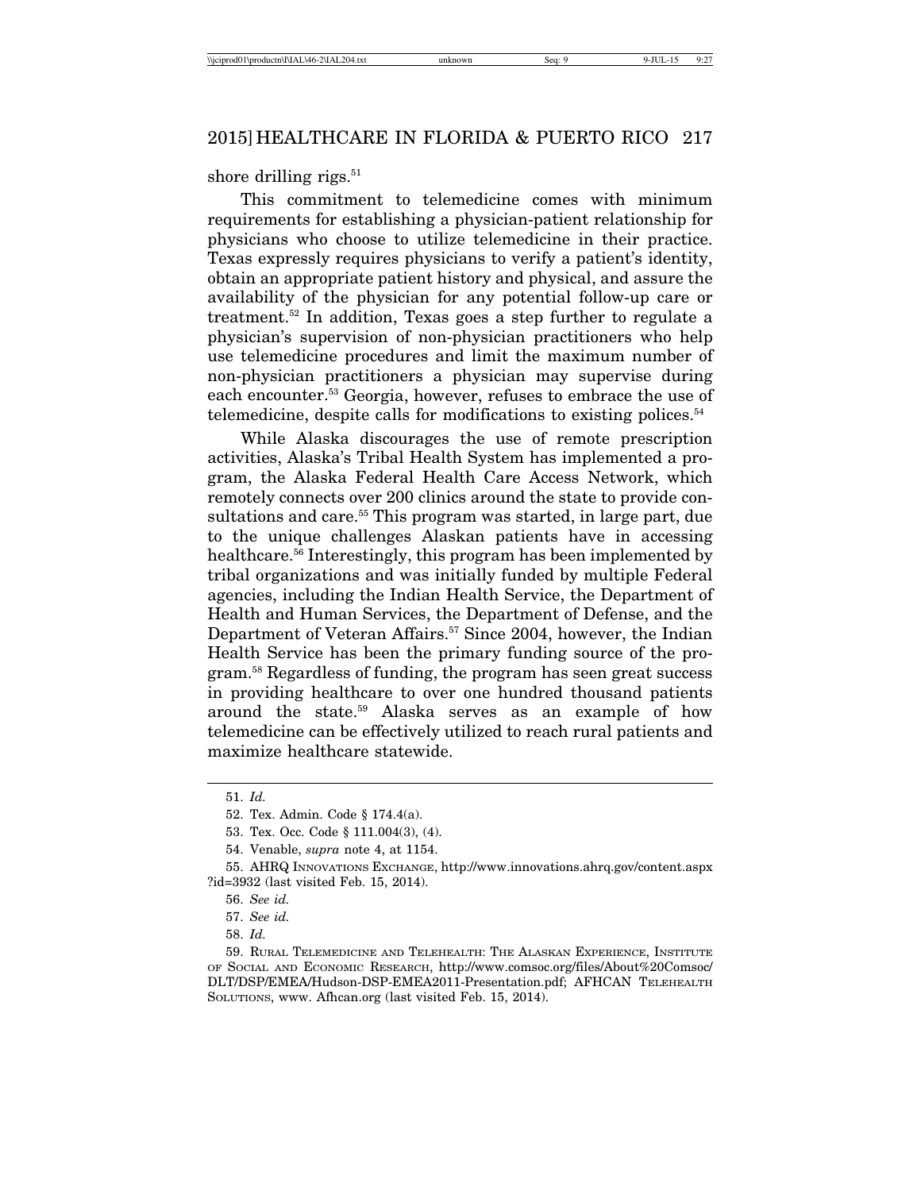shore drilling rigs.[51]

This commitment to telemedicine comes with minimum requirements for establishing a physician-patient relationship for physicians who choose to utilize telemedicine in their practice. Texas expressly requires physicians to verify a patient's identity, obtain an appropriate patient history and physical, and assure the availability of the physician for any potential follow-up care or treatment.[52] In addition, Texas goes a step further to regulate a physician's supervision of non-physician practitioners who help use telemedicine procedures and limit the maximum number of non-physician practitioners a physician may supervise during each encounter.[53] Georgia, however, refuses to embrace the use of telemedicine, despite calls for modifications to existing polices.[54]

While Alaska discourages the use of remote prescription activities, Alaska's Tribal Health System has implemented a program, the Alaska Federal Health Care Access Network, which remotely connects over 200 clinics around the state to provide consultations and care.[55] This program was started, in large part, due to the unique challenges Alaskan patients have in accessing healthcare.[56] Interestingly, this program has been implemented by tribal organizations and was initially funded by multiple Federal agencies, including the Indian Health Service, the Department of Health and Human Services, the Department of Defense, and the Department of Veteran Affairs.[57] Since 2004, however, the Indian Health Service has been the primary funding source of the program.[58] Regardless of funding, the program has seen great success in providing healthcare to over one hundred thousand patients around the state.[59] Alaska serves as an example of how telemedicine can be effectively utilized to reach rural patients and maximize healthcare statewide.

---

51. *Id.*

52. Tex. Admin. Code § 174.4(a).

53. Tex. Occ. Code § 111.004(3), (4).

54. Venable, *supra* note 4, at 1154.

55. AHRQ Innovations Exchange, http://www.innovations.ahrq.gov/content.aspx?id=3932 (last visited Feb. 15, 2014).

56. *See id.*

57. *See id.*

58. *Id.*

59. Rural Telemedicine and Telehealth: The Alaskan Experience, Institute of Social and Economic Research, http://www.comsoc.org/files/About%20Comsoc/DLT/DSP/EMEA/Hudson-DSP-EMEA2011-Presentation.pdf; AFHCAN Telehealth Solutions, www. Afhcan.org (last visited Feb. 15, 2014).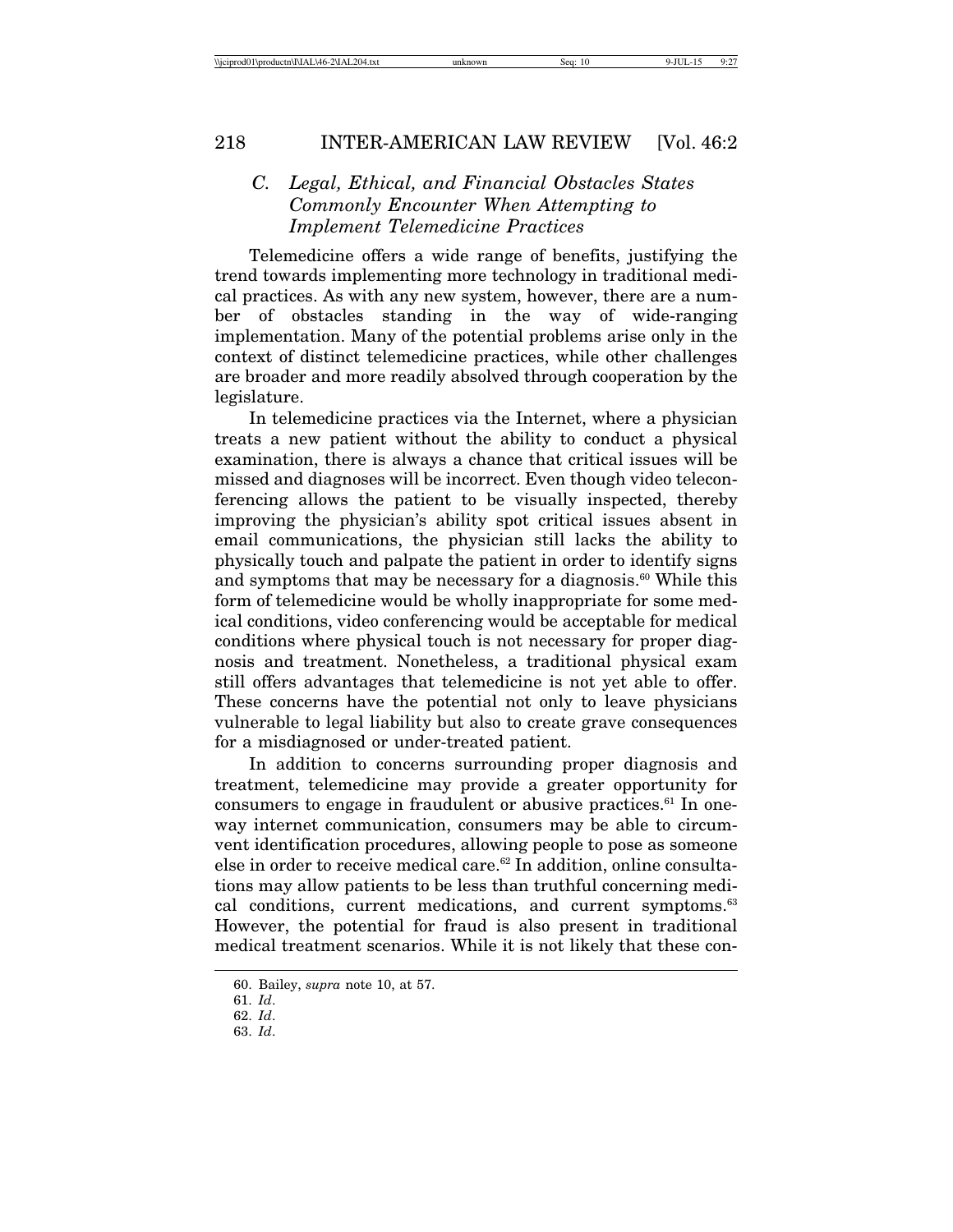### *C. Legal, Ethical, and Financial Obstacles States Commonly Encounter When Attempting to Implement Telemedicine Practices*

Telemedicine offers a wide range of benefits, justifying the trend towards implementing more technology in traditional medical practices. As with any new system, however, there are a number of obstacles standing in the way of wide-ranging implementation. Many of the potential problems arise only in the context of distinct telemedicine practices, while other challenges are broader and more readily absolved through cooperation by the legislature.

In telemedicine practices via the Internet, where a physician treats a new patient without the ability to conduct a physical examination, there is always a chance that critical issues will be missed and diagnoses will be incorrect. Even though video teleconferencing allows the patient to be visually inspected, thereby improving the physician's ability spot critical issues absent in email communications, the physician still lacks the ability to physically touch and palpate the patient in order to identify signs and symptoms that may be necessary for a diagnosis.[60] While this form of telemedicine would be wholly inappropriate for some medical conditions, video conferencing would be acceptable for medical conditions where physical touch is not necessary for proper diagnosis and treatment. Nonetheless, a traditional physical exam still offers advantages that telemedicine is not yet able to offer. These concerns have the potential not only to leave physicians vulnerable to legal liability but also to create grave consequences for a misdiagnosed or under-treated patient.

In addition to concerns surrounding proper diagnosis and treatment, telemedicine may provide a greater opportunity for consumers to engage in fraudulent or abusive practices.[61] In one-way internet communication, consumers may be able to circumvent identification procedures, allowing people to pose as someone else in order to receive medical care.[62] In addition, online consultations may allow patients to be less than truthful concerning medical conditions, current medications, and current symptoms.[63] However, the potential for fraud is also present in traditional medical treatment scenarios. While it is not likely that these con-

60. Bailey, *supra* note 10, at 57.

61. *Id*.

62. *Id*.

63. *Id*.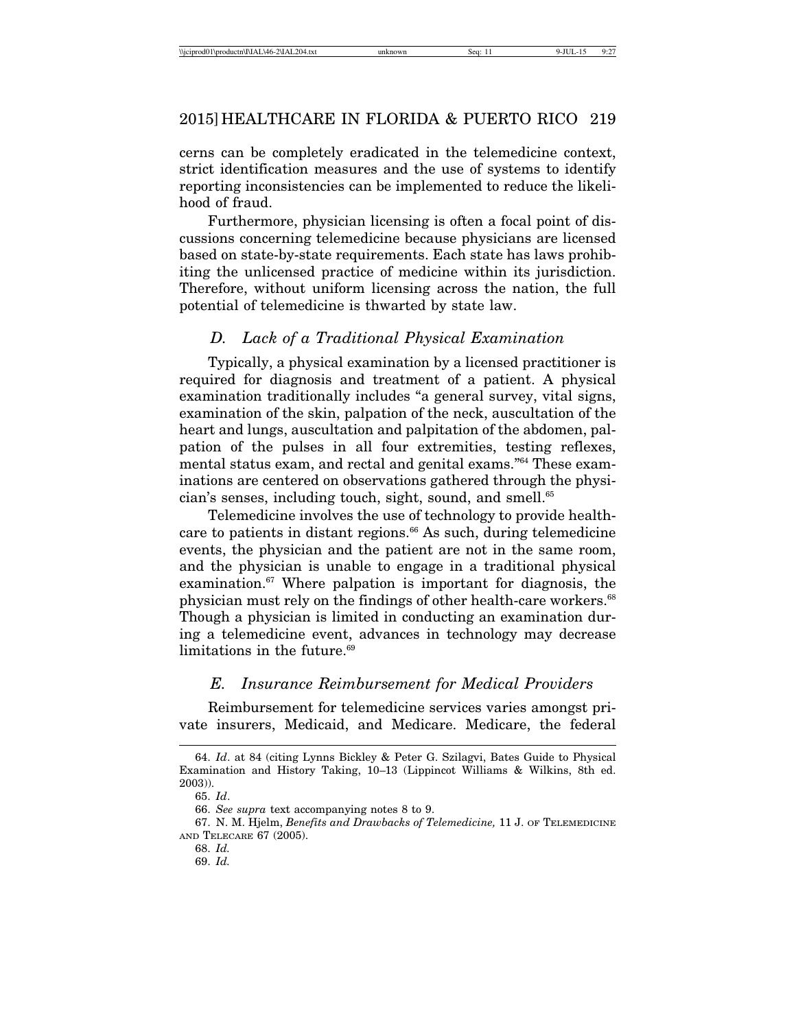cerns can be completely eradicated in the telemedicine context, strict identification measures and the use of systems to identify reporting inconsistencies can be implemented to reduce the likelihood of fraud.

Furthermore, physician licensing is often a focal point of discussions concerning telemedicine because physicians are licensed based on state-by-state requirements. Each state has laws prohibiting the unlicensed practice of medicine within its jurisdiction. Therefore, without uniform licensing across the nation, the full potential of telemedicine is thwarted by state law.

### *D. Lack of a Traditional Physical Examination*

Typically, a physical examination by a licensed practitioner is required for diagnosis and treatment of a patient. A physical examination traditionally includes "a general survey, vital signs, examination of the skin, palpation of the neck, auscultation of the heart and lungs, auscultation and palpitation of the abdomen, palpation of the pulses in all four extremities, testing reflexes, mental status exam, and rectal and genital exams."[64] These examinations are centered on observations gathered through the physician's senses, including touch, sight, sound, and smell.[65]

Telemedicine involves the use of technology to provide healthcare to patients in distant regions.[66] As such, during telemedicine events, the physician and the patient are not in the same room, and the physician is unable to engage in a traditional physical examination.[67] Where palpation is important for diagnosis, the physician must rely on the findings of other health-care workers.[68] Though a physician is limited in conducting an examination during a telemedicine event, advances in technology may decrease limitations in the future.[69]

### *E. Insurance Reimbursement for Medical Providers*

Reimbursement for telemedicine services varies amongst private insurers, Medicaid, and Medicare. Medicare, the federal

---

64. *Id*. at 84 (citing Lynns Bickley & Peter G. Szilagvi, Bates Guide to Physical Examination and History Taking, 10–13 (Lippincot Williams & Wilkins, 8th ed. 2003)).

65. *Id*.

66. *See supra* text accompanying notes 8 to 9.

67. N. M. Hjelm, *Benefits and Drawbacks of Telemedicine,* 11 J. OF TELEMEDICINE AND TELECARE 67 (2005).

68. *Id.*

69. *Id.*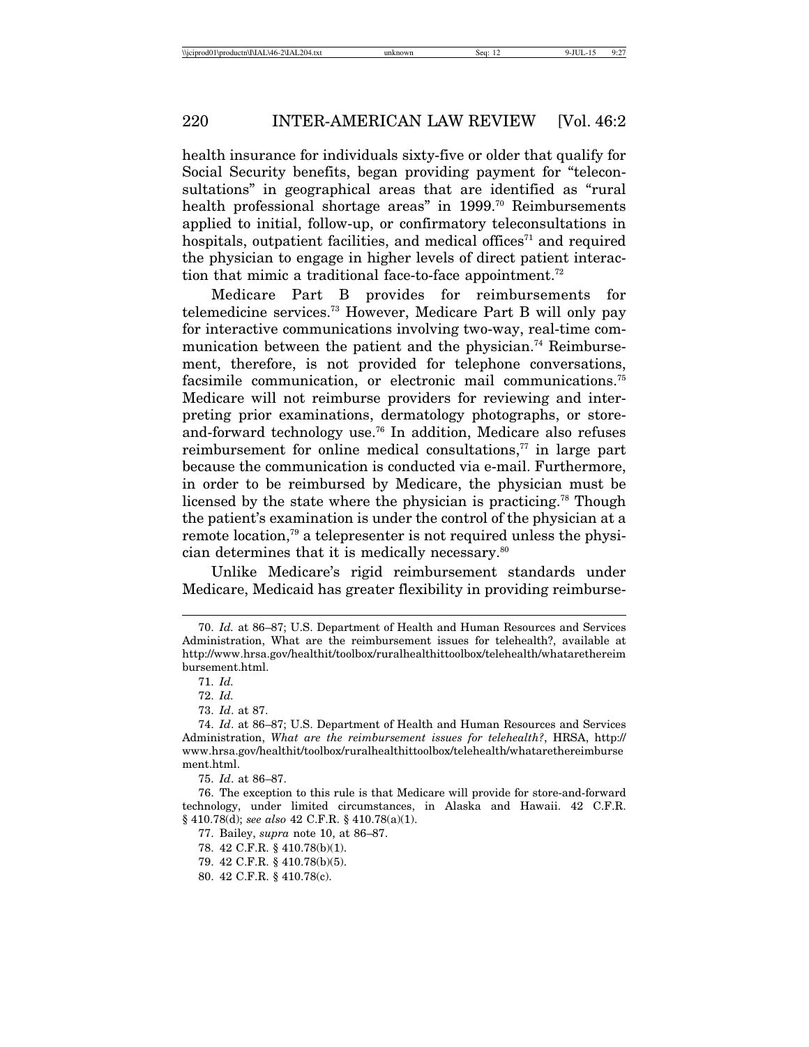health insurance for individuals sixty-five or older that qualify for Social Security benefits, began providing payment for "teleconsultations" in geographical areas that are identified as "rural health professional shortage areas" in 1999.[70] Reimbursements applied to initial, follow-up, or confirmatory teleconsultations in hospitals, outpatient facilities, and medical offices[71] and required the physician to engage in higher levels of direct patient interaction that mimic a traditional face-to-face appointment.[72]

Medicare Part B provides for reimbursements for telemedicine services.[73] However, Medicare Part B will only pay for interactive communications involving two-way, real-time communication between the patient and the physician.[74] Reimbursement, therefore, is not provided for telephone conversations, facsimile communication, or electronic mail communications.[75] Medicare will not reimburse providers for reviewing and interpreting prior examinations, dermatology photographs, or store-and-forward technology use.[76] In addition, Medicare also refuses reimbursement for online medical consultations,[77] in large part because the communication is conducted via e-mail. Furthermore, in order to be reimbursed by Medicare, the physician must be licensed by the state where the physician is practicing.[78] Though the patient's examination is under the control of the physician at a remote location,[79] a telepresenter is not required unless the physician determines that it is medically necessary.[80]

Unlike Medicare's rigid reimbursement standards under Medicare, Medicaid has greater flexibility in providing reimburse-

---

70. *Id.* at 86–87; U.S. Department of Health and Human Resources and Services Administration, What are the reimbursement issues for telehealth?, available at http://www.hrsa.gov/healthit/toolbox/ruralhealthittoolbox/telehealth/whatarethereimbursement.html.

71. *Id.*

72. *Id.*

73. *Id*. at 87.

74. *Id*. at 86–87; U.S. Department of Health and Human Resources and Services Administration, *What are the reimbursement issues for telehealth?*, HRSA, http://www.hrsa.gov/healthit/toolbox/ruralhealthittoolbox/telehealth/whatarethereimbursement.html.

75. *Id*. at 86–87.

76. The exception to this rule is that Medicare will provide for store-and-forward technology, under limited circumstances, in Alaska and Hawaii. 42 C.F.R. § 410.78(d); *see also* 42 C.F.R. § 410.78(a)(1).

77. Bailey, *supra* note 10, at 86–87.

78. 42 C.F.R. § 410.78(b)(1).

79. 42 C.F.R. § 410.78(b)(5).

80. 42 C.F.R. § 410.78(c).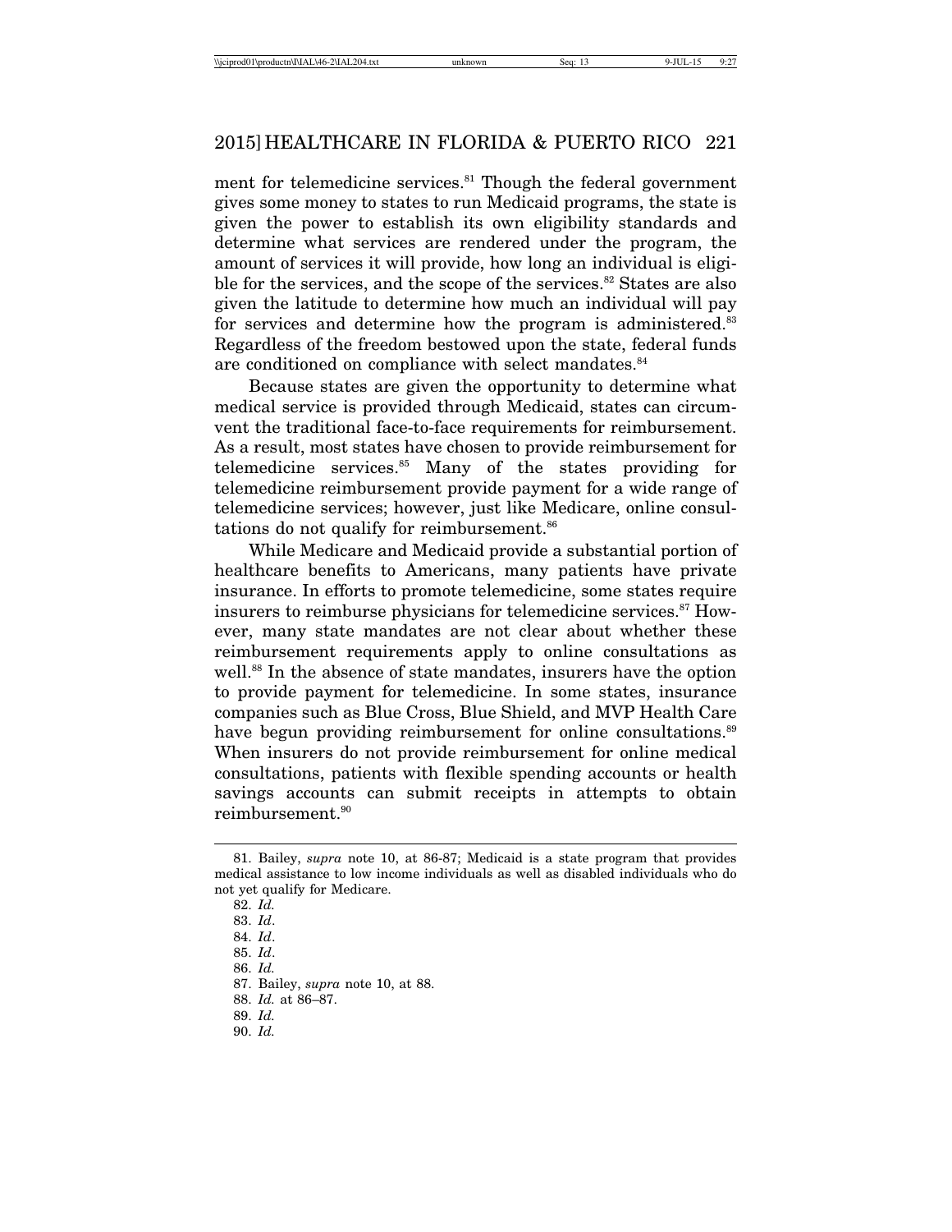ment for telemedicine services.[81] Though the federal government gives some money to states to run Medicaid programs, the state is given the power to establish its own eligibility standards and determine what services are rendered under the program, the amount of services it will provide, how long an individual is eligible for the services, and the scope of the services.[82] States are also given the latitude to determine how much an individual will pay for services and determine how the program is administered.[83] Regardless of the freedom bestowed upon the state, federal funds are conditioned on compliance with select mandates.[84]

Because states are given the opportunity to determine what medical service is provided through Medicaid, states can circumvent the traditional face-to-face requirements for reimbursement. As a result, most states have chosen to provide reimbursement for telemedicine services.[85] Many of the states providing for telemedicine reimbursement provide payment for a wide range of telemedicine services; however, just like Medicare, online consultations do not qualify for reimbursement.[86]

While Medicare and Medicaid provide a substantial portion of healthcare benefits to Americans, many patients have private insurance. In efforts to promote telemedicine, some states require insurers to reimburse physicians for telemedicine services.[87] However, many state mandates are not clear about whether these reimbursement requirements apply to online consultations as well.[88] In the absence of state mandates, insurers have the option to provide payment for telemedicine. In some states, insurance companies such as Blue Cross, Blue Shield, and MVP Health Care have begun providing reimbursement for online consultations.[89] When insurers do not provide reimbursement for online medical consultations, patients with flexible spending accounts or health savings accounts can submit receipts in attempts to obtain reimbursement.[90]

---

81. Bailey, *supra* note 10, at 86-87; Medicaid is a state program that provides medical assistance to low income individuals as well as disabled individuals who do not yet qualify for Medicare.

82. *Id.*

83. *Id*.

84. *Id*.

85. *Id*.

86. *Id.*

87. Bailey, *supra* note 10, at 88.

88. *Id.* at 86–87.

89. *Id.*

90. *Id.*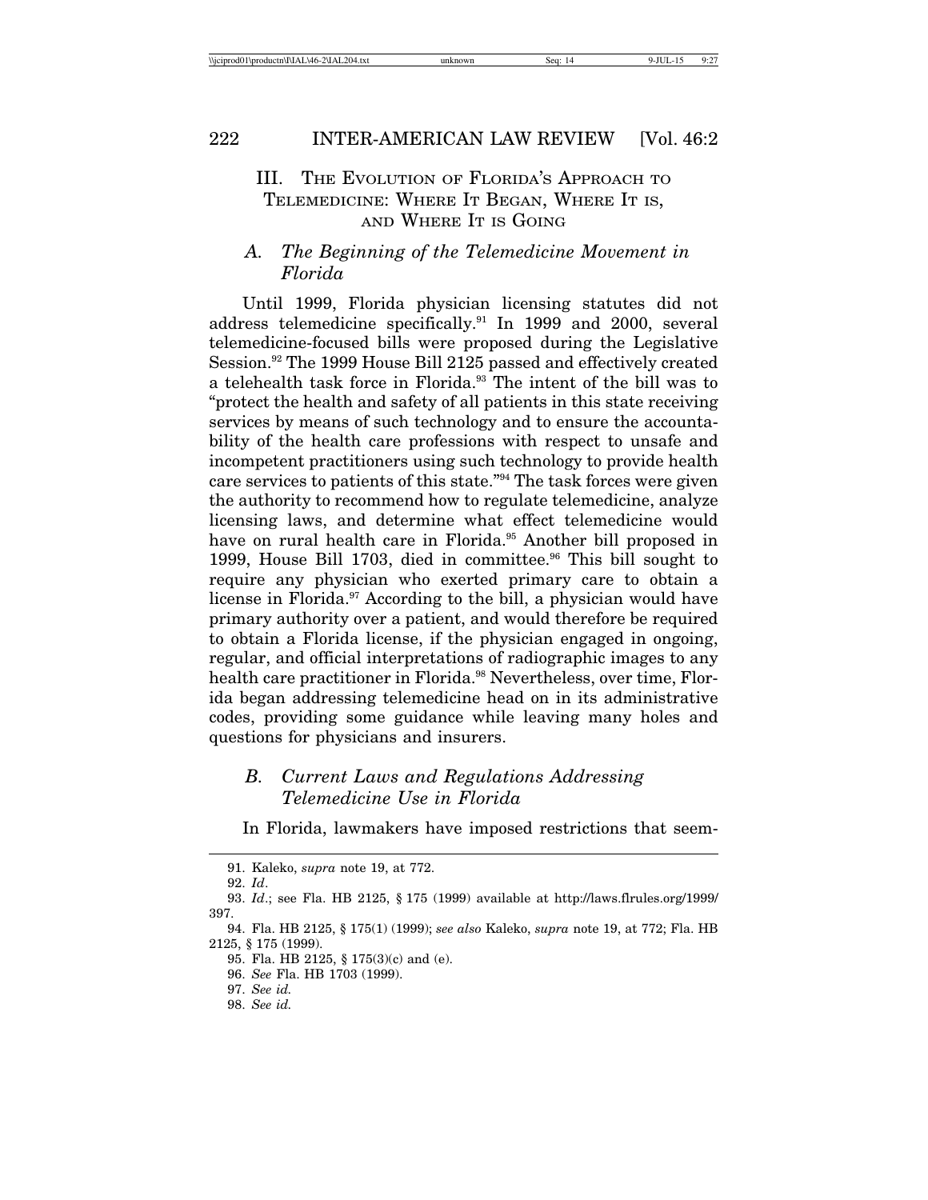## III. The Evolution of Florida's Approach to Telemedicine: Where It Began, Where It is, and Where It is Going

### A. *The Beginning of the Telemedicine Movement in Florida*

Until 1999, Florida physician licensing statutes did not address telemedicine specifically.[91] In 1999 and 2000, several telemedicine-focused bills were proposed during the Legislative Session.[92] The 1999 House Bill 2125 passed and effectively created a telehealth task force in Florida.[93] The intent of the bill was to "protect the health and safety of all patients in this state receiving services by means of such technology and to ensure the accountability of the health care professions with respect to unsafe and incompetent practitioners using such technology to provide health care services to patients of this state."[94] The task forces were given the authority to recommend how to regulate telemedicine, analyze licensing laws, and determine what effect telemedicine would have on rural health care in Florida.[95] Another bill proposed in 1999, House Bill 1703, died in committee.[96] This bill sought to require any physician who exerted primary care to obtain a license in Florida.[97] According to the bill, a physician would have primary authority over a patient, and would therefore be required to obtain a Florida license, if the physician engaged in ongoing, regular, and official interpretations of radiographic images to any health care practitioner in Florida.[98] Nevertheless, over time, Florida began addressing telemedicine head on in its administrative codes, providing some guidance while leaving many holes and questions for physicians and insurers.

### B. *Current Laws and Regulations Addressing Telemedicine Use in Florida*

In Florida, lawmakers have imposed restrictions that seem-

---

91. Kaleko, *supra* note 19, at 772.

92. *Id*.

93. *Id*.; see Fla. HB 2125, § 175 (1999) available at http://laws.flrules.org/1999/397.

94. Fla. HB 2125, § 175(1) (1999); *see also* Kaleko, *supra* note 19, at 772; Fla. HB 2125, § 175 (1999).

95. Fla. HB 2125, § 175(3)(c) and (e).

96. *See* Fla. HB 1703 (1999).

97. *See id.*

98. *See id.*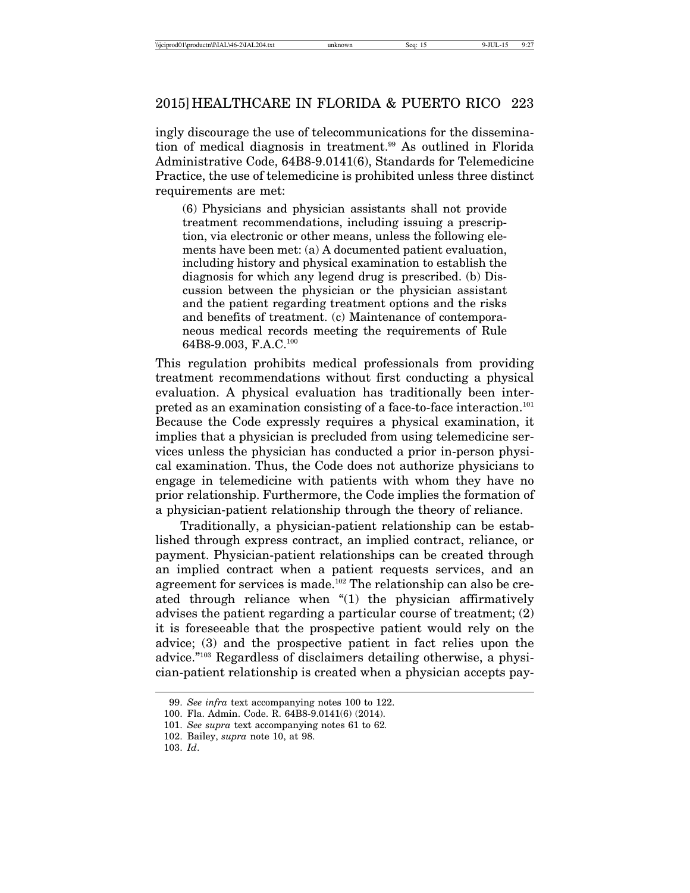ingly discourage the use of telecommunications for the dissemination of medical diagnosis in treatment.[99] As outlined in Florida Administrative Code, 64B8-9.0141(6), Standards for Telemedicine Practice, the use of telemedicine is prohibited unless three distinct requirements are met:

> (6) Physicians and physician assistants shall not provide treatment recommendations, including issuing a prescription, via electronic or other means, unless the following elements have been met: (a) A documented patient evaluation, including history and physical examination to establish the diagnosis for which any legend drug is prescribed. (b) Discussion between the physician or the physician assistant and the patient regarding treatment options and the risks and benefits of treatment. (c) Maintenance of contemporaneous medical records meeting the requirements of Rule 64B8-9.003, F.A.C.[100]

This regulation prohibits medical professionals from providing treatment recommendations without first conducting a physical evaluation. A physical evaluation has traditionally been interpreted as an examination consisting of a face-to-face interaction.[101] Because the Code expressly requires a physical examination, it implies that a physician is precluded from using telemedicine services unless the physician has conducted a prior in-person physical examination. Thus, the Code does not authorize physicians to engage in telemedicine with patients with whom they have no prior relationship. Furthermore, the Code implies the formation of a physician-patient relationship through the theory of reliance.

Traditionally, a physician-patient relationship can be established through express contract, an implied contract, reliance, or payment. Physician-patient relationships can be created through an implied contract when a patient requests services, and an agreement for services is made.[102] The relationship can also be created through reliance when "(1) the physician affirmatively advises the patient regarding a particular course of treatment; (2) it is foreseeable that the prospective patient would rely on the advice; (3) and the prospective patient in fact relies upon the advice."[103] Regardless of disclaimers detailing otherwise, a physician-patient relationship is created when a physician accepts pay-

---

99. *See infra* text accompanying notes 100 to 122.

100. Fla. Admin. Code. R. 64B8-9.0141(6) (2014).

101. *See supra* text accompanying notes 61 to 62.

102. Bailey, *supra* note 10, at 98.

103. *Id*.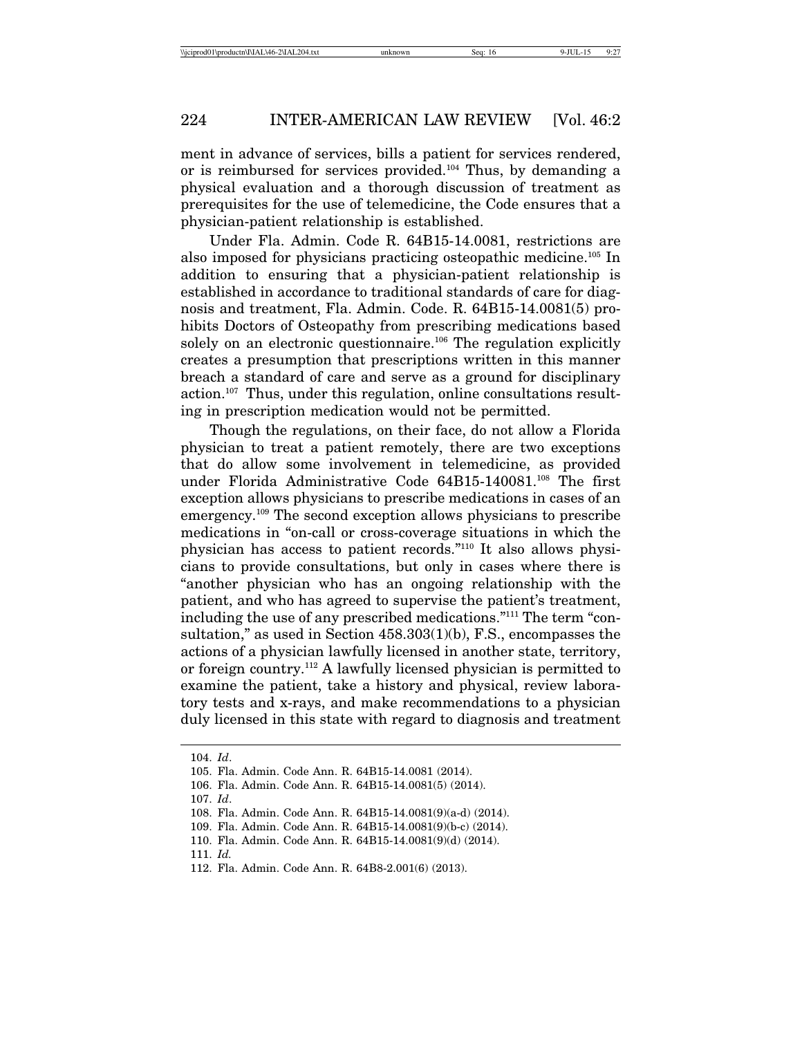ment in advance of services, bills a patient for services rendered, or is reimbursed for services provided.[104] Thus, by demanding a physical evaluation and a thorough discussion of treatment as prerequisites for the use of telemedicine, the Code ensures that a physician-patient relationship is established.

Under Fla. Admin. Code R. 64B15-14.0081, restrictions are also imposed for physicians practicing osteopathic medicine.[105] In addition to ensuring that a physician-patient relationship is established in accordance to traditional standards of care for diagnosis and treatment, Fla. Admin. Code. R. 64B15-14.0081(5) prohibits Doctors of Osteopathy from prescribing medications based solely on an electronic questionnaire.[106] The regulation explicitly creates a presumption that prescriptions written in this manner breach a standard of care and serve as a ground for disciplinary action.[107] Thus, under this regulation, online consultations resulting in prescription medication would not be permitted.

Though the regulations, on their face, do not allow a Florida physician to treat a patient remotely, there are two exceptions that do allow some involvement in telemedicine, as provided under Florida Administrative Code 64B15-140081.[108] The first exception allows physicians to prescribe medications in cases of an emergency.[109] The second exception allows physicians to prescribe medications in "on-call or cross-coverage situations in which the physician has access to patient records."[110] It also allows physicians to provide consultations, but only in cases where there is "another physician who has an ongoing relationship with the patient, and who has agreed to supervise the patient's treatment, including the use of any prescribed medications."[111] The term "consultation," as used in Section 458.303(1)(b), F.S., encompasses the actions of a physician lawfully licensed in another state, territory, or foreign country.[112] A lawfully licensed physician is permitted to examine the patient, take a history and physical, review laboratory tests and x-rays, and make recommendations to a physician duly licensed in this state with regard to diagnosis and treatment

---

104. *Id*.
105. Fla. Admin. Code Ann. R. 64B15-14.0081 (2014).
106. Fla. Admin. Code Ann. R. 64B15-14.0081(5) (2014).
107. *Id*.
108. Fla. Admin. Code Ann. R. 64B15-14.0081(9)(a-d) (2014).
109. Fla. Admin. Code Ann. R. 64B15-14.0081(9)(b-c) (2014).
110. Fla. Admin. Code Ann. R. 64B15-14.0081(9)(d) (2014).
111. *Id.*
112. Fla. Admin. Code Ann. R. 64B8-2.001(6) (2013).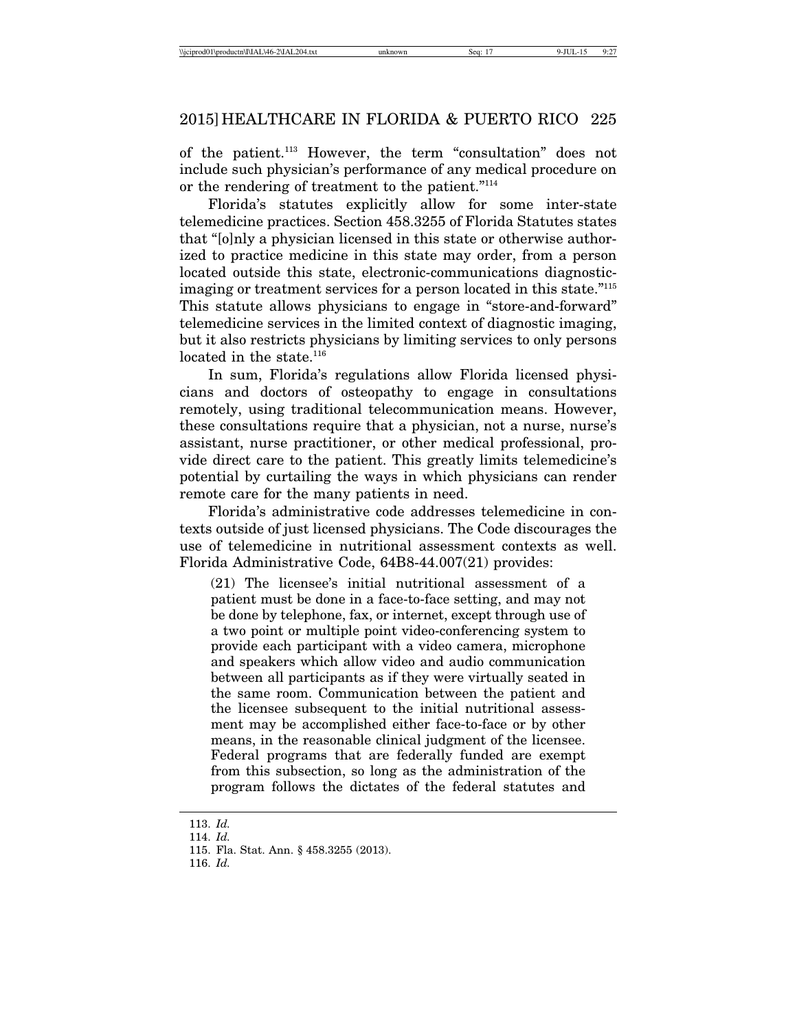of the patient.[113] However, the term "consultation" does not include such physician's performance of any medical procedure on or the rendering of treatment to the patient."[114]

Florida's statutes explicitly allow for some inter-state telemedicine practices. Section 458.3255 of Florida Statutes states that "[o]nly a physician licensed in this state or otherwise authorized to practice medicine in this state may order, from a person located outside this state, electronic-communications diagnostic-imaging or treatment services for a person located in this state."[115] This statute allows physicians to engage in "store-and-forward" telemedicine services in the limited context of diagnostic imaging, but it also restricts physicians by limiting services to only persons located in the state.[116]

In sum, Florida's regulations allow Florida licensed physicians and doctors of osteopathy to engage in consultations remotely, using traditional telecommunication means. However, these consultations require that a physician, not a nurse, nurse's assistant, nurse practitioner, or other medical professional, provide direct care to the patient. This greatly limits telemedicine's potential by curtailing the ways in which physicians can render remote care for the many patients in need.

Florida's administrative code addresses telemedicine in contexts outside of just licensed physicians. The Code discourages the use of telemedicine in nutritional assessment contexts as well. Florida Administrative Code, 64B8-44.007(21) provides:

> (21) The licensee's initial nutritional assessment of a patient must be done in a face-to-face setting, and may not be done by telephone, fax, or internet, except through use of a two point or multiple point video-conferencing system to provide each participant with a video camera, microphone and speakers which allow video and audio communication between all participants as if they were virtually seated in the same room. Communication between the patient and the licensee subsequent to the initial nutritional assessment may be accomplished either face-to-face or by other means, in the reasonable clinical judgment of the licensee. Federal programs that are federally funded are exempt from this subsection, so long as the administration of the program follows the dictates of the federal statutes and

---

113. *Id.*
114. *Id.*
115. Fla. Stat. Ann. § 458.3255 (2013).
116. *Id.*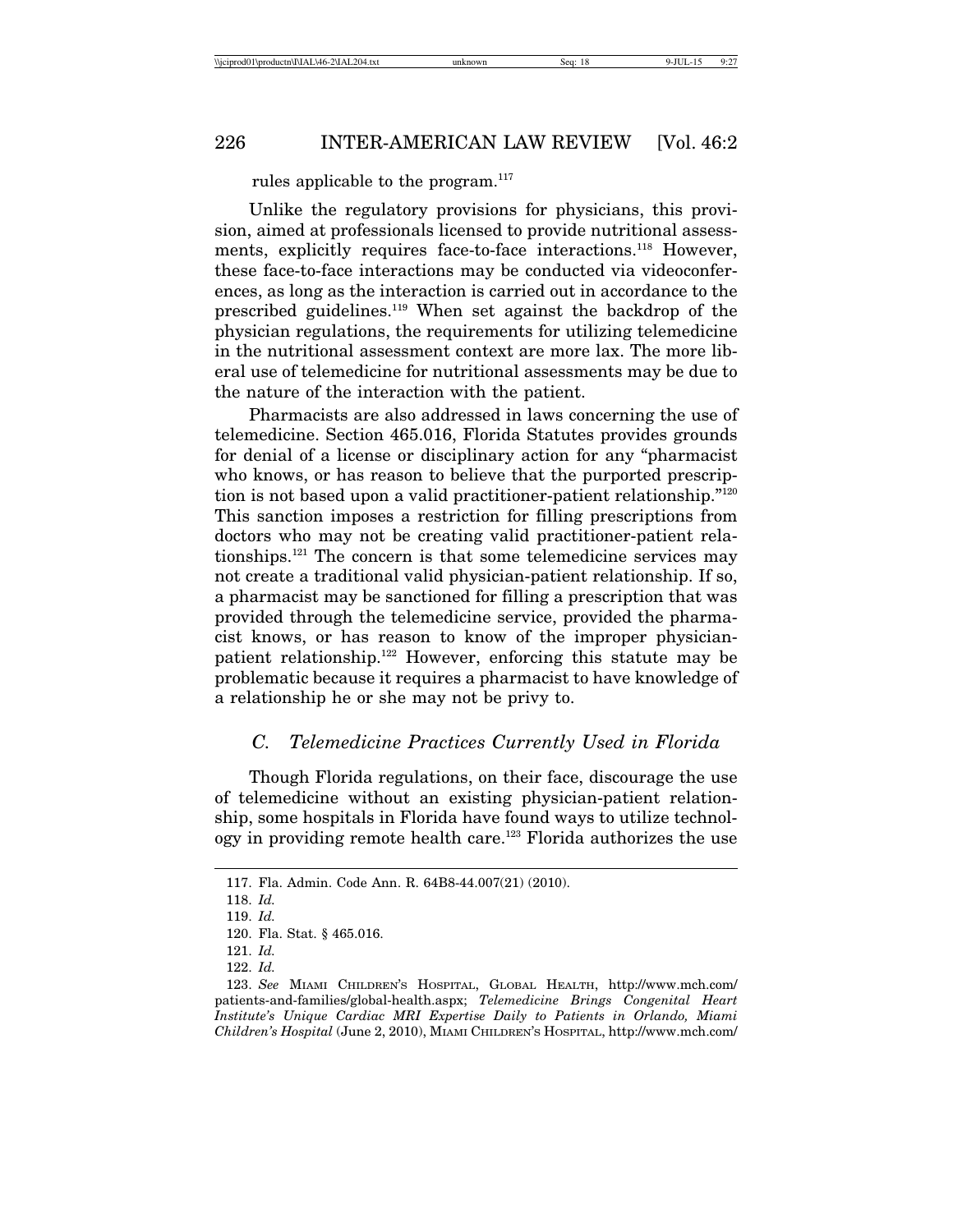rules applicable to the program.[117]

Unlike the regulatory provisions for physicians, this provision, aimed at professionals licensed to provide nutritional assessments, explicitly requires face-to-face interactions.[118] However, these face-to-face interactions may be conducted via videoconferences, as long as the interaction is carried out in accordance to the prescribed guidelines.[119] When set against the backdrop of the physician regulations, the requirements for utilizing telemedicine in the nutritional assessment context are more lax. The more liberal use of telemedicine for nutritional assessments may be due to the nature of the interaction with the patient.

Pharmacists are also addressed in laws concerning the use of telemedicine. Section 465.016, Florida Statutes provides grounds for denial of a license or disciplinary action for any "pharmacist who knows, or has reason to believe that the purported prescription is not based upon a valid practitioner-patient relationship."[120] This sanction imposes a restriction for filling prescriptions from doctors who may not be creating valid practitioner-patient relationships.[121] The concern is that some telemedicine services may not create a traditional valid physician-patient relationship. If so, a pharmacist may be sanctioned for filling a prescription that was provided through the telemedicine service, provided the pharmacist knows, or has reason to know of the improper physician-patient relationship.[122] However, enforcing this statute may be problematic because it requires a pharmacist to have knowledge of a relationship he or she may not be privy to.

### *C. Telemedicine Practices Currently Used in Florida*

Though Florida regulations, on their face, discourage the use of telemedicine without an existing physician-patient relationship, some hospitals in Florida have found ways to utilize technology in providing remote health care.[123] Florida authorizes the use

---

117. Fla. Admin. Code Ann. R. 64B8-44.007(21) (2010).

118. *Id.*

119. *Id.*

120. Fla. Stat. § 465.016.

121. *Id.*

122. *Id.*

123. *See* MIAMI CHILDREN'S HOSPITAL, GLOBAL HEALTH, http://www.mch.com/patients-and-families/global-health.aspx; *Telemedicine Brings Congenital Heart Institute's Unique Cardiac MRI Expertise Daily to Patients in Orlando, Miami Children's Hospital* (June 2, 2010), MIAMI CHILDREN'S HOSPITAL, http://www.mch.com/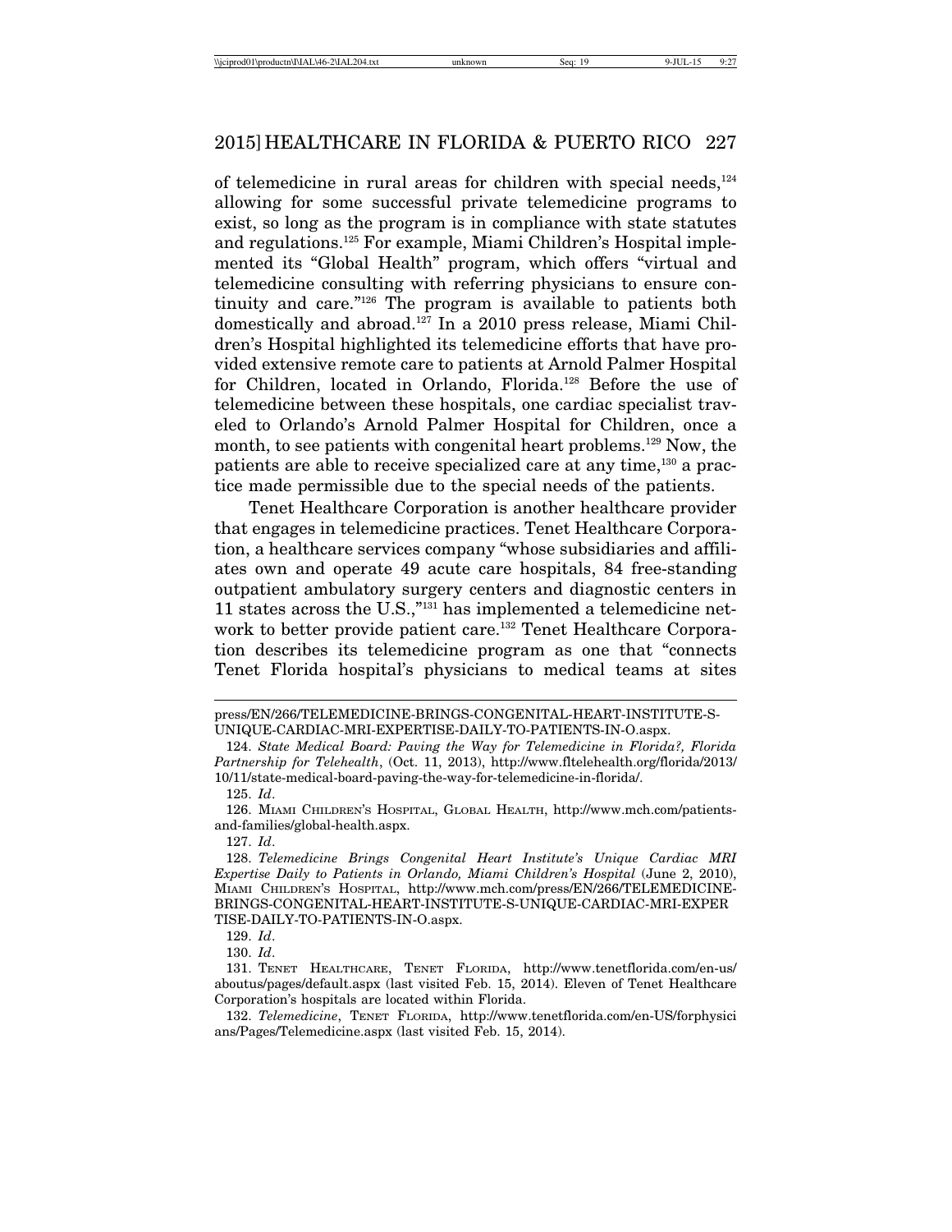of telemedicine in rural areas for children with special needs,[124] allowing for some successful private telemedicine programs to exist, so long as the program is in compliance with state statutes and regulations.[125] For example, Miami Children's Hospital implemented its "Global Health" program, which offers "virtual and telemedicine consulting with referring physicians to ensure continuity and care."[126] The program is available to patients both domestically and abroad.[127] In a 2010 press release, Miami Children's Hospital highlighted its telemedicine efforts that have provided extensive remote care to patients at Arnold Palmer Hospital for Children, located in Orlando, Florida.[128] Before the use of telemedicine between these hospitals, one cardiac specialist traveled to Orlando's Arnold Palmer Hospital for Children, once a month, to see patients with congenital heart problems.[129] Now, the patients are able to receive specialized care at any time,[130] a practice made permissible due to the special needs of the patients.

Tenet Healthcare Corporation is another healthcare provider that engages in telemedicine practices. Tenet Healthcare Corporation, a healthcare services company "whose subsidiaries and affiliates own and operate 49 acute care hospitals, 84 free-standing outpatient ambulatory surgery centers and diagnostic centers in 11 states across the U.S.,"[131] has implemented a telemedicine network to better provide patient care.[132] Tenet Healthcare Corporation describes its telemedicine program as one that "connects Tenet Florida hospital's physicians to medical teams at sites

---

press/EN/266/TELEMEDICINE-BRINGS-CONGENITAL-HEART-INSTITUTE-S-UNIQUE-CARDIAC-MRI-EXPERTISE-DAILY-TO-PATIENTS-IN-O.aspx.

124. *State Medical Board: Paving the Way for Telemedicine in Florida?, Florida Partnership for Telehealth*, (Oct. 11, 2013), http://www.fltelehealth.org/florida/2013/10/11/state-medical-board-paving-the-way-for-telemedicine-in-florida/.

125. *Id*.

126. MIAMI CHILDREN'S HOSPITAL, GLOBAL HEALTH, http://www.mch.com/patients-and-families/global-health.aspx.

127. *Id*.

128. *Telemedicine Brings Congenital Heart Institute's Unique Cardiac MRI Expertise Daily to Patients in Orlando, Miami Children's Hospital* (June 2, 2010), MIAMI CHILDREN'S HOSPITAL, http://www.mch.com/press/EN/266/TELEMEDICINE-BRINGS-CONGENITAL-HEART-INSTITUTE-S-UNIQUE-CARDIAC-MRI-EXPERTISE-DAILY-TO-PATIENTS-IN-O.aspx.

129. *Id*.

130. *Id*.

131. TENET HEALTHCARE, TENET FLORIDA, http://www.tenetflorida.com/en-us/aboutus/pages/default.aspx (last visited Feb. 15, 2014). Eleven of Tenet Healthcare Corporation's hospitals are located within Florida.

132. *Telemedicine*, TENET FLORIDA, http://www.tenetflorida.com/en-US/forphysicians/Pages/Telemedicine.aspx (last visited Feb. 15, 2014).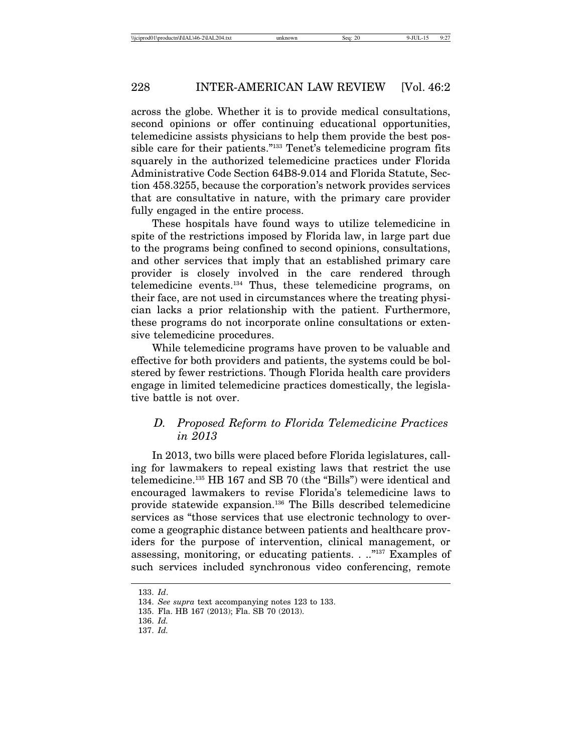across the globe. Whether it is to provide medical consultations, second opinions or offer continuing educational opportunities, telemedicine assists physicians to help them provide the best possible care for their patients."[133] Tenet's telemedicine program fits squarely in the authorized telemedicine practices under Florida Administrative Code Section 64B8-9.014 and Florida Statute, Section 458.3255, because the corporation's network provides services that are consultative in nature, with the primary care provider fully engaged in the entire process.

These hospitals have found ways to utilize telemedicine in spite of the restrictions imposed by Florida law, in large part due to the programs being confined to second opinions, consultations, and other services that imply that an established primary care provider is closely involved in the care rendered through telemedicine events.[134] Thus, these telemedicine programs, on their face, are not used in circumstances where the treating physician lacks a prior relationship with the patient. Furthermore, these programs do not incorporate online consultations or extensive telemedicine procedures.

While telemedicine programs have proven to be valuable and effective for both providers and patients, the systems could be bolstered by fewer restrictions. Though Florida health care providers engage in limited telemedicine practices domestically, the legislative battle is not over.

### *D. Proposed Reform to Florida Telemedicine Practices in 2013*

In 2013, two bills were placed before Florida legislatures, calling for lawmakers to repeal existing laws that restrict the use telemedicine.[135] HB 167 and SB 70 (the "Bills") were identical and encouraged lawmakers to revise Florida's telemedicine laws to provide statewide expansion.[136] The Bills described telemedicine services as "those services that use electronic technology to overcome a geographic distance between patients and healthcare providers for the purpose of intervention, clinical management, or assessing, monitoring, or educating patients. . .."[137] Examples of such services included synchronous video conferencing, remote

---

133. *Id*.
134. *See supra* text accompanying notes 123 to 133.
135. Fla. HB 167 (2013); Fla. SB 70 (2013).
136. *Id.*
137. *Id.*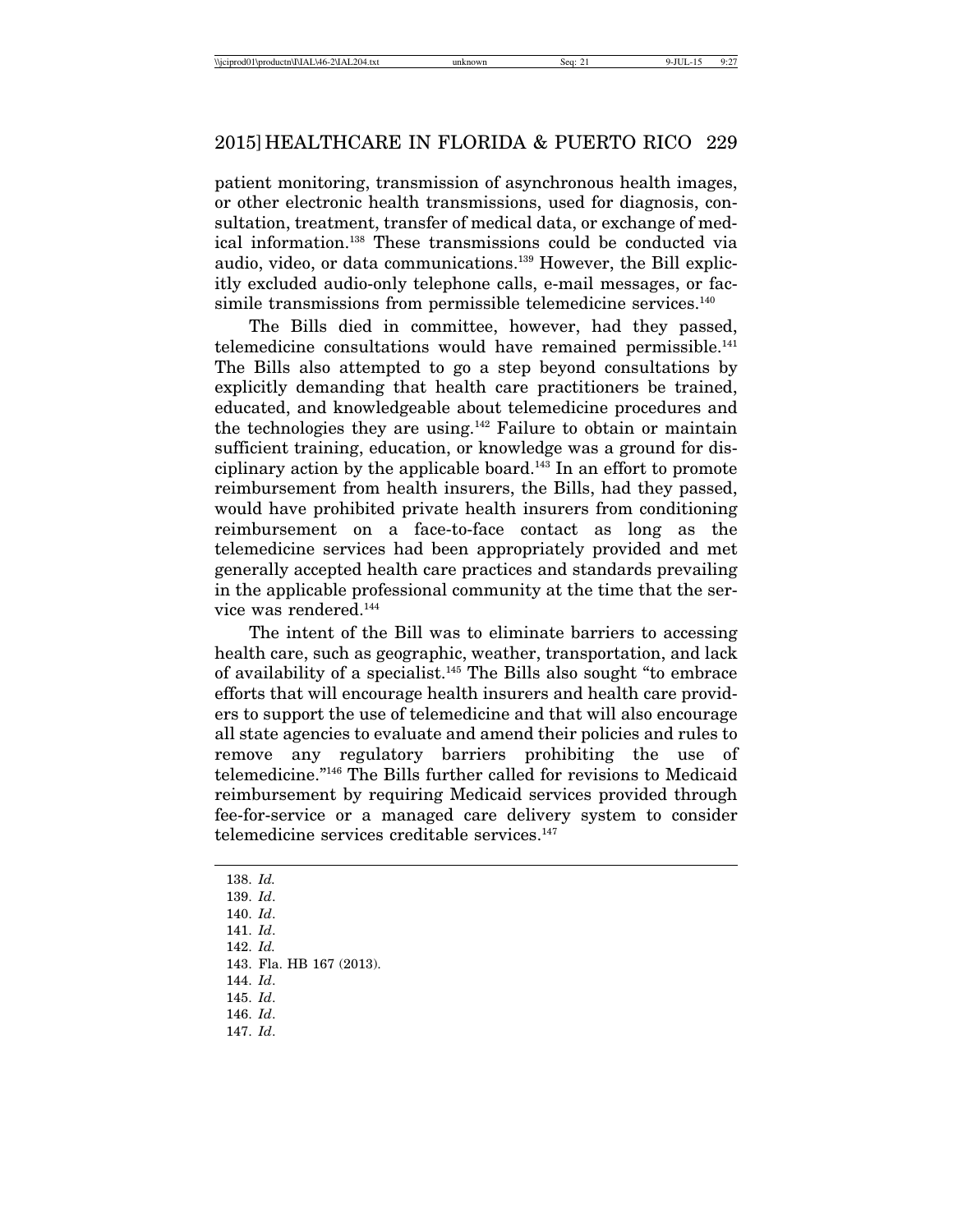patient monitoring, transmission of asynchronous health images, or other electronic health transmissions, used for diagnosis, consultation, treatment, transfer of medical data, or exchange of medical information.[138] These transmissions could be conducted via audio, video, or data communications.[139] However, the Bill explicitly excluded audio-only telephone calls, e-mail messages, or facsimile transmissions from permissible telemedicine services.[140]

The Bills died in committee, however, had they passed, telemedicine consultations would have remained permissible.[141] The Bills also attempted to go a step beyond consultations by explicitly demanding that health care practitioners be trained, educated, and knowledgeable about telemedicine procedures and the technologies they are using.[142] Failure to obtain or maintain sufficient training, education, or knowledge was a ground for disciplinary action by the applicable board.[143] In an effort to promote reimbursement from health insurers, the Bills, had they passed, would have prohibited private health insurers from conditioning reimbursement on a face-to-face contact as long as the telemedicine services had been appropriately provided and met generally accepted health care practices and standards prevailing in the applicable professional community at the time that the service was rendered.[144]

The intent of the Bill was to eliminate barriers to accessing health care, such as geographic, weather, transportation, and lack of availability of a specialist.[145] The Bills also sought "to embrace efforts that will encourage health insurers and health care providers to support the use of telemedicine and that will also encourage all state agencies to evaluate and amend their policies and rules to remove any regulatory barriers prohibiting the use of telemedicine."[146] The Bills further called for revisions to Medicaid reimbursement by requiring Medicaid services provided through fee-for-service or a managed care delivery system to consider telemedicine services creditable services.[147]

---

138. *Id.*
139. *Id*.
140. *Id*.
141. *Id*.
142. *Id.*
143. Fla. HB 167 (2013).
144. *Id*.
145. *Id*.
146. *Id*.
147. *Id*.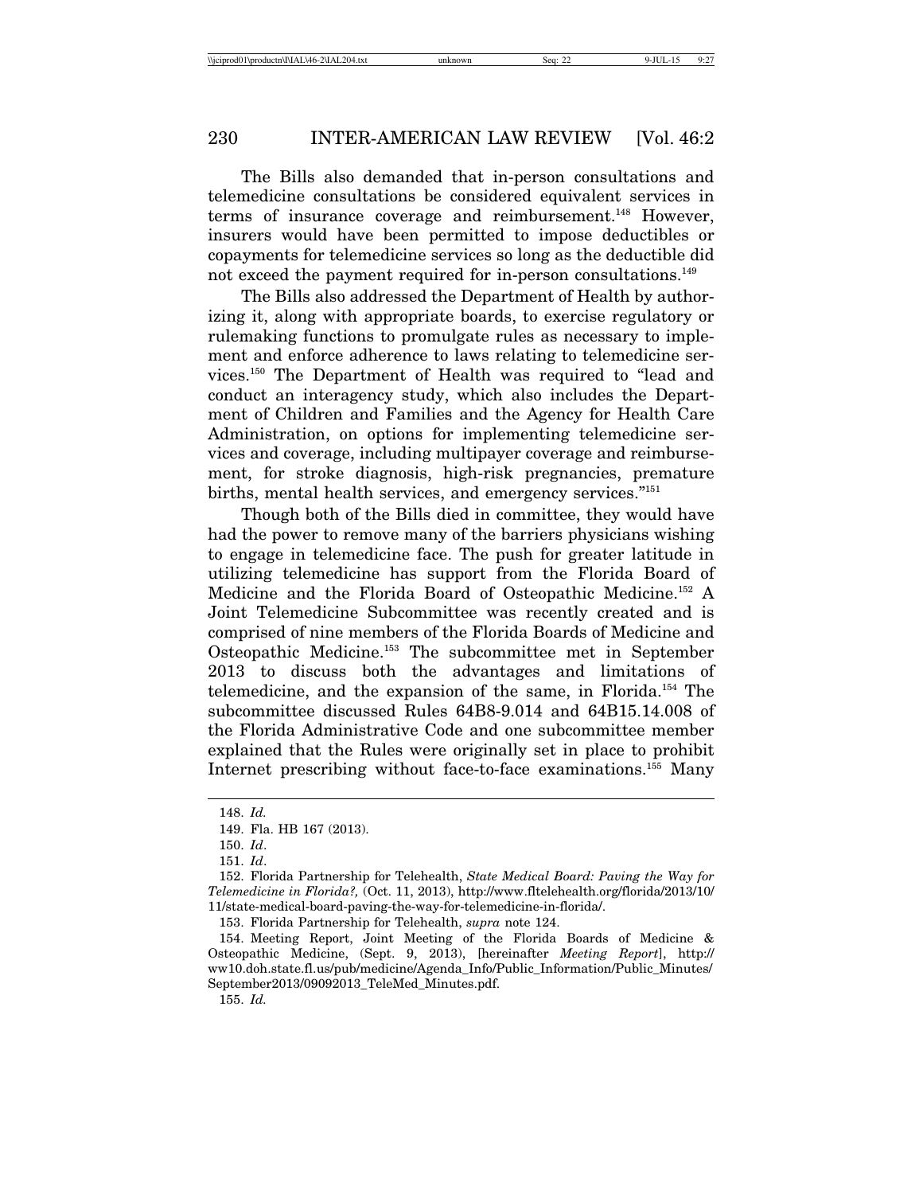The Bills also demanded that in-person consultations and telemedicine consultations be considered equivalent services in terms of insurance coverage and reimbursement.[148] However, insurers would have been permitted to impose deductibles or copayments for telemedicine services so long as the deductible did not exceed the payment required for in-person consultations.[149]

The Bills also addressed the Department of Health by authorizing it, along with appropriate boards, to exercise regulatory or rulemaking functions to promulgate rules as necessary to implement and enforce adherence to laws relating to telemedicine services.[150] The Department of Health was required to "lead and conduct an interagency study, which also includes the Department of Children and Families and the Agency for Health Care Administration, on options for implementing telemedicine services and coverage, including multipayer coverage and reimbursement, for stroke diagnosis, high-risk pregnancies, premature births, mental health services, and emergency services."[151]

Though both of the Bills died in committee, they would have had the power to remove many of the barriers physicians wishing to engage in telemedicine face. The push for greater latitude in utilizing telemedicine has support from the Florida Board of Medicine and the Florida Board of Osteopathic Medicine.[152] A Joint Telemedicine Subcommittee was recently created and is comprised of nine members of the Florida Boards of Medicine and Osteopathic Medicine.[153] The subcommittee met in September 2013 to discuss both the advantages and limitations of telemedicine, and the expansion of the same, in Florida.[154] The subcommittee discussed Rules 64B8-9.014 and 64B15.14.008 of the Florida Administrative Code and one subcommittee member explained that the Rules were originally set in place to prohibit Internet prescribing without face-to-face examinations.[155] Many

---

148. *Id.*

149. Fla. HB 167 (2013).

150. *Id*.

151. *Id*.

152. Florida Partnership for Telehealth, *State Medical Board: Paving the Way for Telemedicine in Florida?,* (Oct. 11, 2013), http://www.fltelehealth.org/florida/2013/10/11/state-medical-board-paving-the-way-for-telemedicine-in-florida/.

153. Florida Partnership for Telehealth, *supra* note 124.

154. Meeting Report, Joint Meeting of the Florida Boards of Medicine & Osteopathic Medicine, (Sept. 9, 2013), [hereinafter *Meeting Report*], http://ww10.doh.state.fl.us/pub/medicine/Agenda_Info/Public_Information/Public_Minutes/September2013/09092013_TeleMed_Minutes.pdf.

155. *Id.*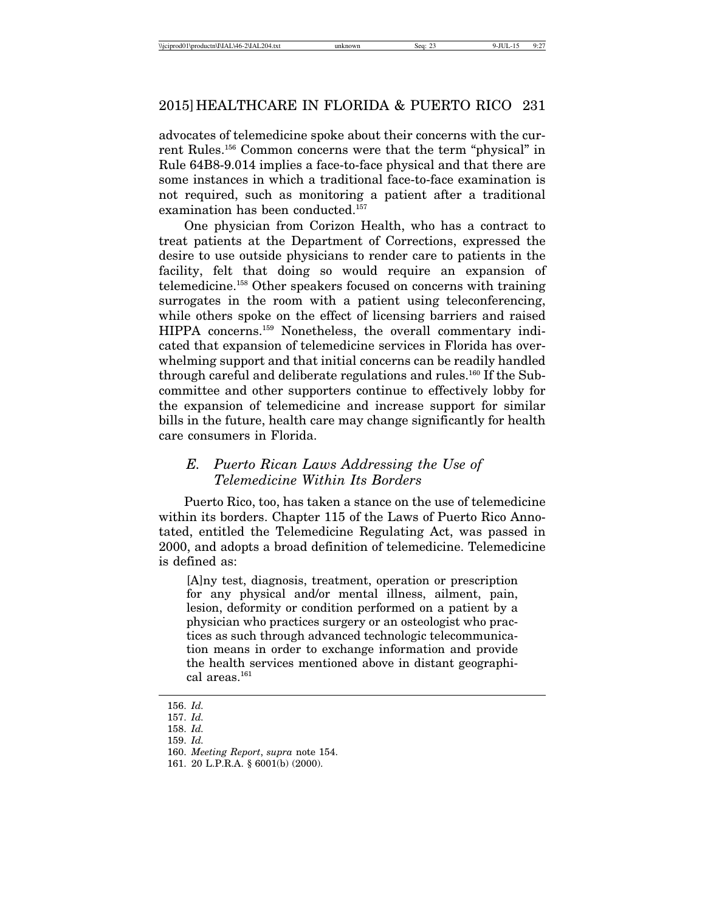advocates of telemedicine spoke about their concerns with the current Rules.[156] Common concerns were that the term "physical" in Rule 64B8-9.014 implies a face-to-face physical and that there are some instances in which a traditional face-to-face examination is not required, such as monitoring a patient after a traditional examination has been conducted.[157]

One physician from Corizon Health, who has a contract to treat patients at the Department of Corrections, expressed the desire to use outside physicians to render care to patients in the facility, felt that doing so would require an expansion of telemedicine.[158] Other speakers focused on concerns with training surrogates in the room with a patient using teleconferencing, while others spoke on the effect of licensing barriers and raised HIPPA concerns.[159] Nonetheless, the overall commentary indicated that expansion of telemedicine services in Florida has overwhelming support and that initial concerns can be readily handled through careful and deliberate regulations and rules.[160] If the Subcommittee and other supporters continue to effectively lobby for the expansion of telemedicine and increase support for similar bills in the future, health care may change significantly for health care consumers in Florida.

### *E. Puerto Rican Laws Addressing the Use of Telemedicine Within Its Borders*

Puerto Rico, too, has taken a stance on the use of telemedicine within its borders. Chapter 115 of the Laws of Puerto Rico Annotated, entitled the Telemedicine Regulating Act, was passed in 2000, and adopts a broad definition of telemedicine. Telemedicine is defined as:

> [A]ny test, diagnosis, treatment, operation or prescription for any physical and/or mental illness, ailment, pain, lesion, deformity or condition performed on a patient by a physician who practices surgery or an osteologist who practices as such through advanced technologic telecommunication means in order to exchange information and provide the health services mentioned above in distant geographical areas.[161]

---

156. *Id.*
157. *Id.*
158. *Id.*
159. *Id.*
160. *Meeting Report*, *supra* note 154.
161. 20 L.P.R.A. § 6001(b) (2000).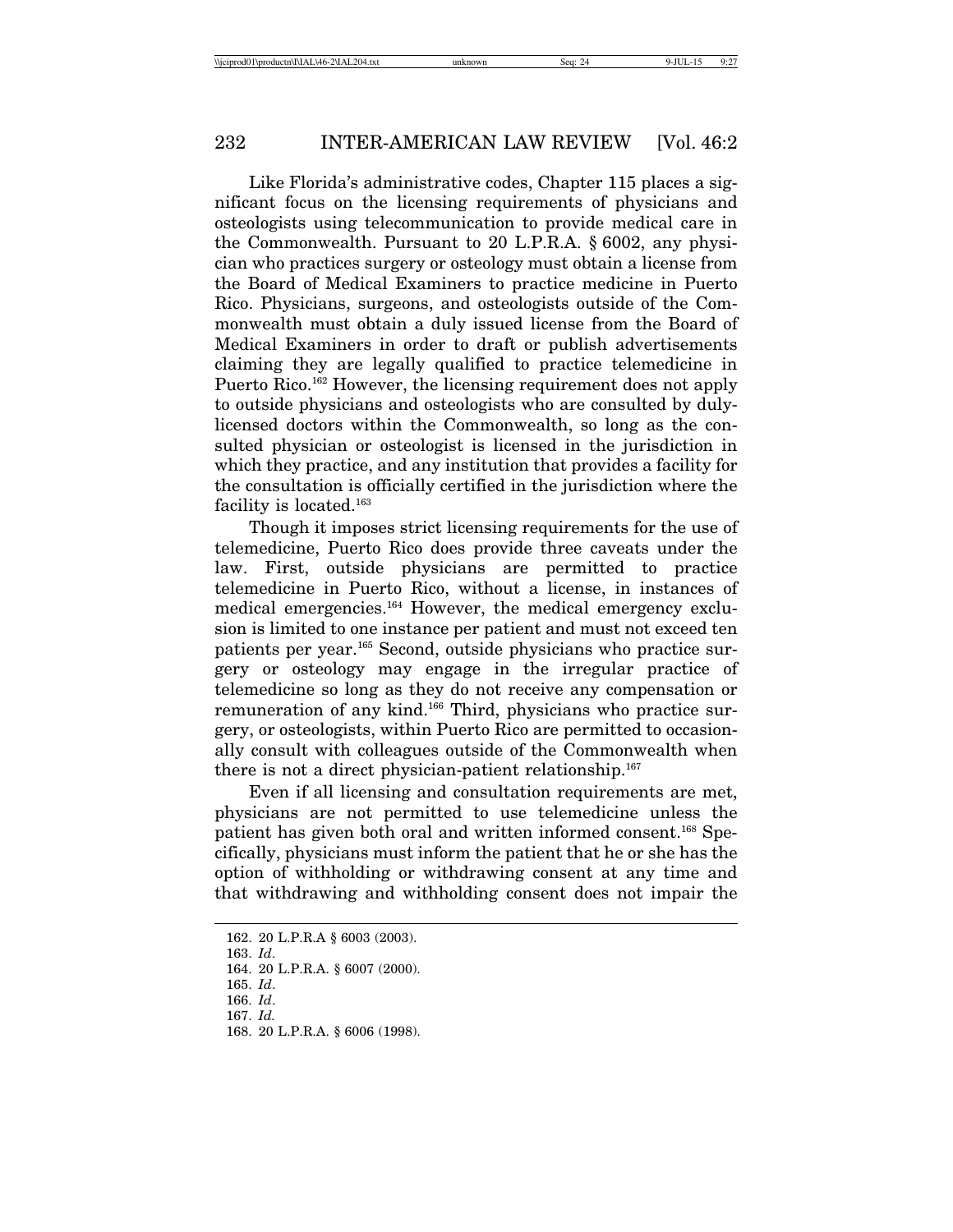Like Florida's administrative codes, Chapter 115 places a significant focus on the licensing requirements of physicians and osteologists using telecommunication to provide medical care in the Commonwealth. Pursuant to 20 L.P.R.A. § 6002, any physician who practices surgery or osteology must obtain a license from the Board of Medical Examiners to practice medicine in Puerto Rico. Physicians, surgeons, and osteologists outside of the Commonwealth must obtain a duly issued license from the Board of Medical Examiners in order to draft or publish advertisements claiming they are legally qualified to practice telemedicine in Puerto Rico.[162] However, the licensing requirement does not apply to outside physicians and osteologists who are consulted by duly-licensed doctors within the Commonwealth, so long as the consulted physician or osteologist is licensed in the jurisdiction in which they practice, and any institution that provides a facility for the consultation is officially certified in the jurisdiction where the facility is located.[163]

Though it imposes strict licensing requirements for the use of telemedicine, Puerto Rico does provide three caveats under the law. First, outside physicians are permitted to practice telemedicine in Puerto Rico, without a license, in instances of medical emergencies.[164] However, the medical emergency exclusion is limited to one instance per patient and must not exceed ten patients per year.[165] Second, outside physicians who practice surgery or osteology may engage in the irregular practice of telemedicine so long as they do not receive any compensation or remuneration of any kind.[166] Third, physicians who practice surgery, or osteologists, within Puerto Rico are permitted to occasionally consult with colleagues outside of the Commonwealth when there is not a direct physician-patient relationship.[167]

Even if all licensing and consultation requirements are met, physicians are not permitted to use telemedicine unless the patient has given both oral and written informed consent.[168] Specifically, physicians must inform the patient that he or she has the option of withholding or withdrawing consent at any time and that withdrawing and withholding consent does not impair the

---

162. 20 L.P.R.A § 6003 (2003).
163. *Id*.
164. 20 L.P.R.A. § 6007 (2000).
165. *Id*.
166. *Id*.
167. *Id.*
168. 20 L.P.R.A. § 6006 (1998).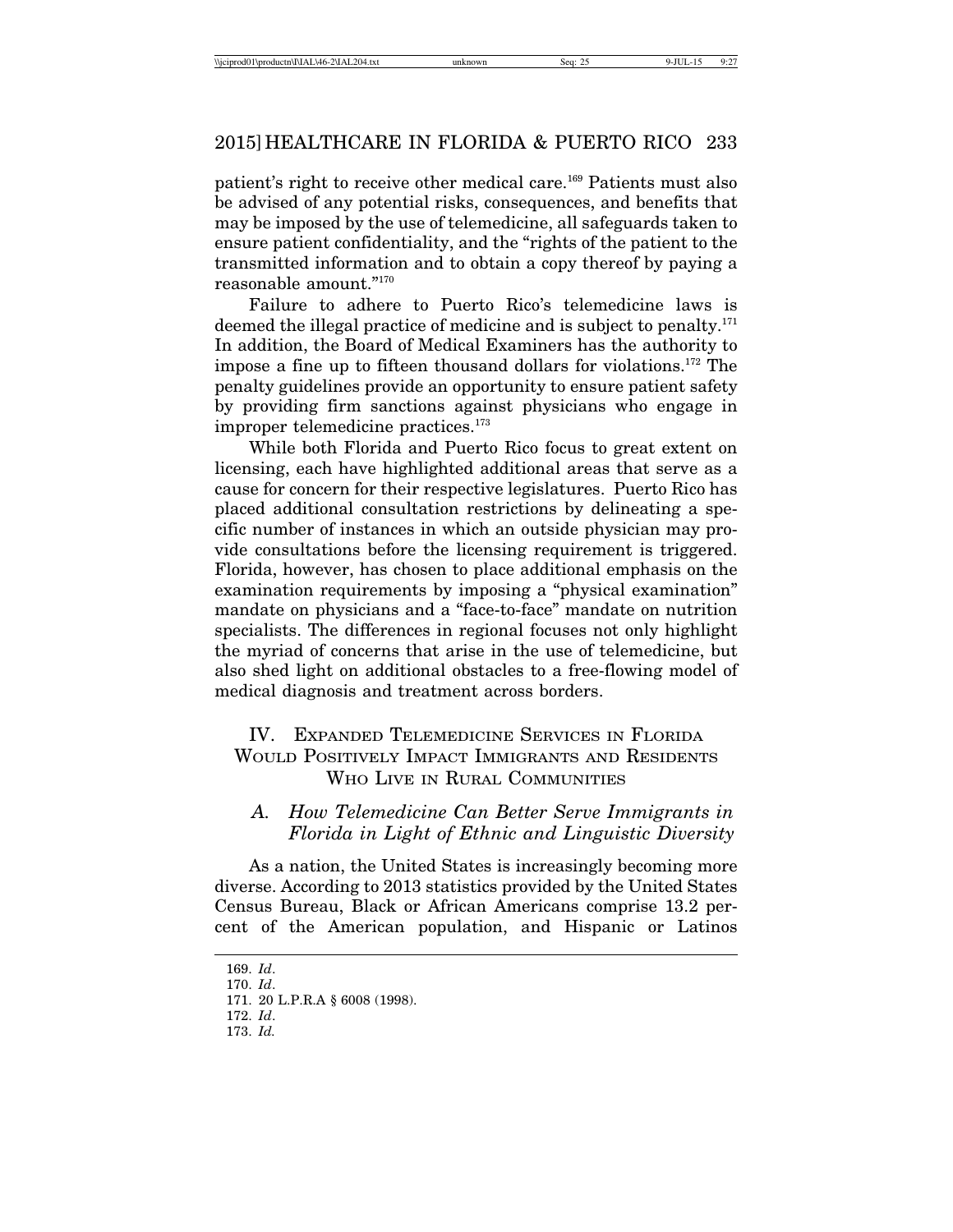patient's right to receive other medical care.[169] Patients must also be advised of any potential risks, consequences, and benefits that may be imposed by the use of telemedicine, all safeguards taken to ensure patient confidentiality, and the "rights of the patient to the transmitted information and to obtain a copy thereof by paying a reasonable amount."[170]

Failure to adhere to Puerto Rico's telemedicine laws is deemed the illegal practice of medicine and is subject to penalty.[171] In addition, the Board of Medical Examiners has the authority to impose a fine up to fifteen thousand dollars for violations.[172] The penalty guidelines provide an opportunity to ensure patient safety by providing firm sanctions against physicians who engage in improper telemedicine practices.[173]

While both Florida and Puerto Rico focus to great extent on licensing, each have highlighted additional areas that serve as a cause for concern for their respective legislatures. Puerto Rico has placed additional consultation restrictions by delineating a specific number of instances in which an outside physician may provide consultations before the licensing requirement is triggered. Florida, however, has chosen to place additional emphasis on the examination requirements by imposing a "physical examination" mandate on physicians and a "face-to-face" mandate on nutrition specialists. The differences in regional focuses not only highlight the myriad of concerns that arise in the use of telemedicine, but also shed light on additional obstacles to a free-flowing model of medical diagnosis and treatment across borders.

## IV. Expanded Telemedicine Services in Florida Would Positively Impact Immigrants and Residents Who Live in Rural Communities

### A. *How Telemedicine Can Better Serve Immigrants in Florida in Light of Ethnic and Linguistic Diversity*

As a nation, the United States is increasingly becoming more diverse. According to 2013 statistics provided by the United States Census Bureau, Black or African Americans comprise 13.2 percent of the American population, and Hispanic or Latinos

---

169. *Id*.

170. *Id*.

171. 20 L.P.R.A § 6008 (1998).

172. *Id*.

173. *Id.*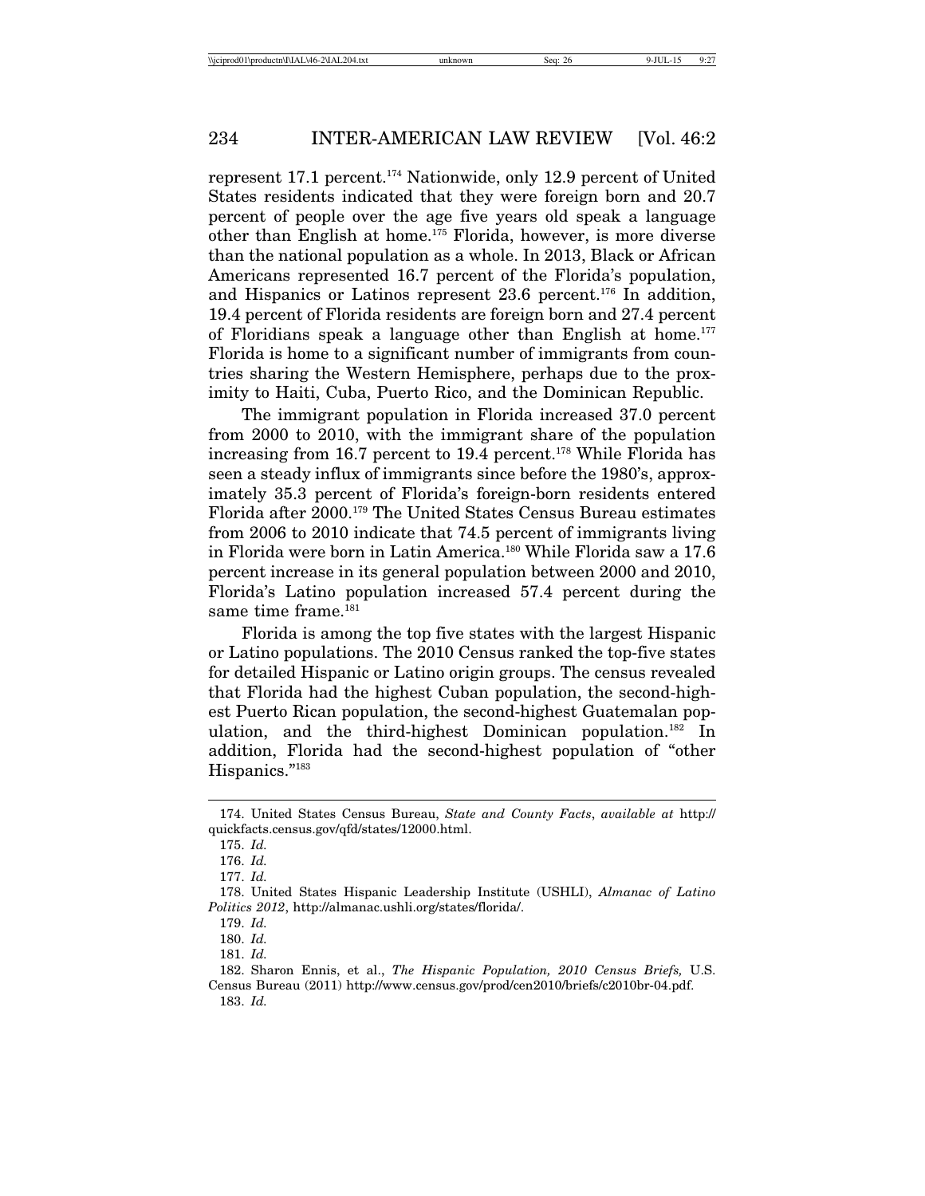represent 17.1 percent.[174] Nationwide, only 12.9 percent of United States residents indicated that they were foreign born and 20.7 percent of people over the age five years old speak a language other than English at home.[175] Florida, however, is more diverse than the national population as a whole. In 2013, Black or African Americans represented 16.7 percent of the Florida's population, and Hispanics or Latinos represent 23.6 percent.[176] In addition, 19.4 percent of Florida residents are foreign born and 27.4 percent of Floridians speak a language other than English at home.[177] Florida is home to a significant number of immigrants from countries sharing the Western Hemisphere, perhaps due to the proximity to Haiti, Cuba, Puerto Rico, and the Dominican Republic.

The immigrant population in Florida increased 37.0 percent from 2000 to 2010, with the immigrant share of the population increasing from 16.7 percent to 19.4 percent.[178] While Florida has seen a steady influx of immigrants since before the 1980's, approximately 35.3 percent of Florida's foreign-born residents entered Florida after 2000.[179] The United States Census Bureau estimates from 2006 to 2010 indicate that 74.5 percent of immigrants living in Florida were born in Latin America.[180] While Florida saw a 17.6 percent increase in its general population between 2000 and 2010, Florida's Latino population increased 57.4 percent during the same time frame.[181]

Florida is among the top five states with the largest Hispanic or Latino populations. The 2010 Census ranked the top-five states for detailed Hispanic or Latino origin groups. The census revealed that Florida had the highest Cuban population, the second-highest Puerto Rican population, the second-highest Guatemalan population, and the third-highest Dominican population.[182] In addition, Florida had the second-highest population of "other Hispanics."[183]

---

174. United States Census Bureau, *State and County Facts*, *available at* http://quickfacts.census.gov/qfd/states/12000.html.

175. *Id.*

176. *Id.*

177. *Id.*

178. United States Hispanic Leadership Institute (USHLI), *Almanac of Latino Politics 2012*, http://almanac.ushli.org/states/florida/.

179. *Id.*

180. *Id.*

181. *Id.*

182. Sharon Ennis, et al., *The Hispanic Population, 2010 Census Briefs,* U.S. Census Bureau (2011) http://www.census.gov/prod/cen2010/briefs/c2010br-04.pdf.

183. *Id.*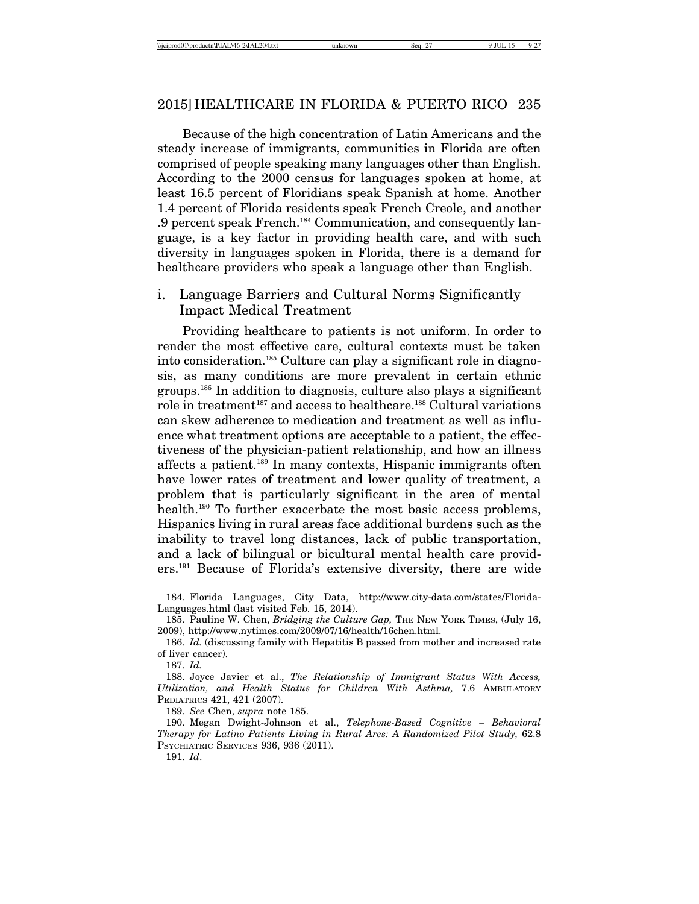Because of the high concentration of Latin Americans and the steady increase of immigrants, communities in Florida are often comprised of people speaking many languages other than English. According to the 2000 census for languages spoken at home, at least 16.5 percent of Floridians speak Spanish at home. Another 1.4 percent of Florida residents speak French Creole, and another .9 percent speak French.[184] Communication, and consequently language, is a key factor in providing health care, and with such diversity in languages spoken in Florida, there is a demand for healthcare providers who speak a language other than English.

### i. Language Barriers and Cultural Norms Significantly Impact Medical Treatment

Providing healthcare to patients is not uniform. In order to render the most effective care, cultural contexts must be taken into consideration.[185] Culture can play a significant role in diagnosis, as many conditions are more prevalent in certain ethnic groups.[186] In addition to diagnosis, culture also plays a significant role in treatment[187] and access to healthcare.[188] Cultural variations can skew adherence to medication and treatment as well as influence what treatment options are acceptable to a patient, the effectiveness of the physician-patient relationship, and how an illness affects a patient.[189] In many contexts, Hispanic immigrants often have lower rates of treatment and lower quality of treatment, a problem that is particularly significant in the area of mental health.[190] To further exacerbate the most basic access problems, Hispanics living in rural areas face additional burdens such as the inability to travel long distances, lack of public transportation, and a lack of bilingual or bicultural mental health care providers.[191] Because of Florida's extensive diversity, there are wide

---

184. Florida Languages, City Data, http://www.city-data.com/states/Florida-Languages.html (last visited Feb. 15, 2014).

185. Pauline W. Chen, *Bridging the Culture Gap,* THE NEW YORK TIMES, (July 16, 2009), http://www.nytimes.com/2009/07/16/health/16chen.html.

186. *Id.* (discussing family with Hepatitis B passed from mother and increased rate of liver cancer).

187. *Id.*

188. Joyce Javier et al., *The Relationship of Immigrant Status With Access, Utilization, and Health Status for Children With Asthma,* 7.6 AMBULATORY PEDIATRICS 421, 421 (2007).

189. *See* Chen, *supra* note 185.

190. Megan Dwight-Johnson et al., *Telephone-Based Cognitive – Behavioral Therapy for Latino Patients Living in Rural Ares: A Randomized Pilot Study,* 62.8 PSYCHIATRIC SERVICES 936, 936 (2011).

191. *Id*.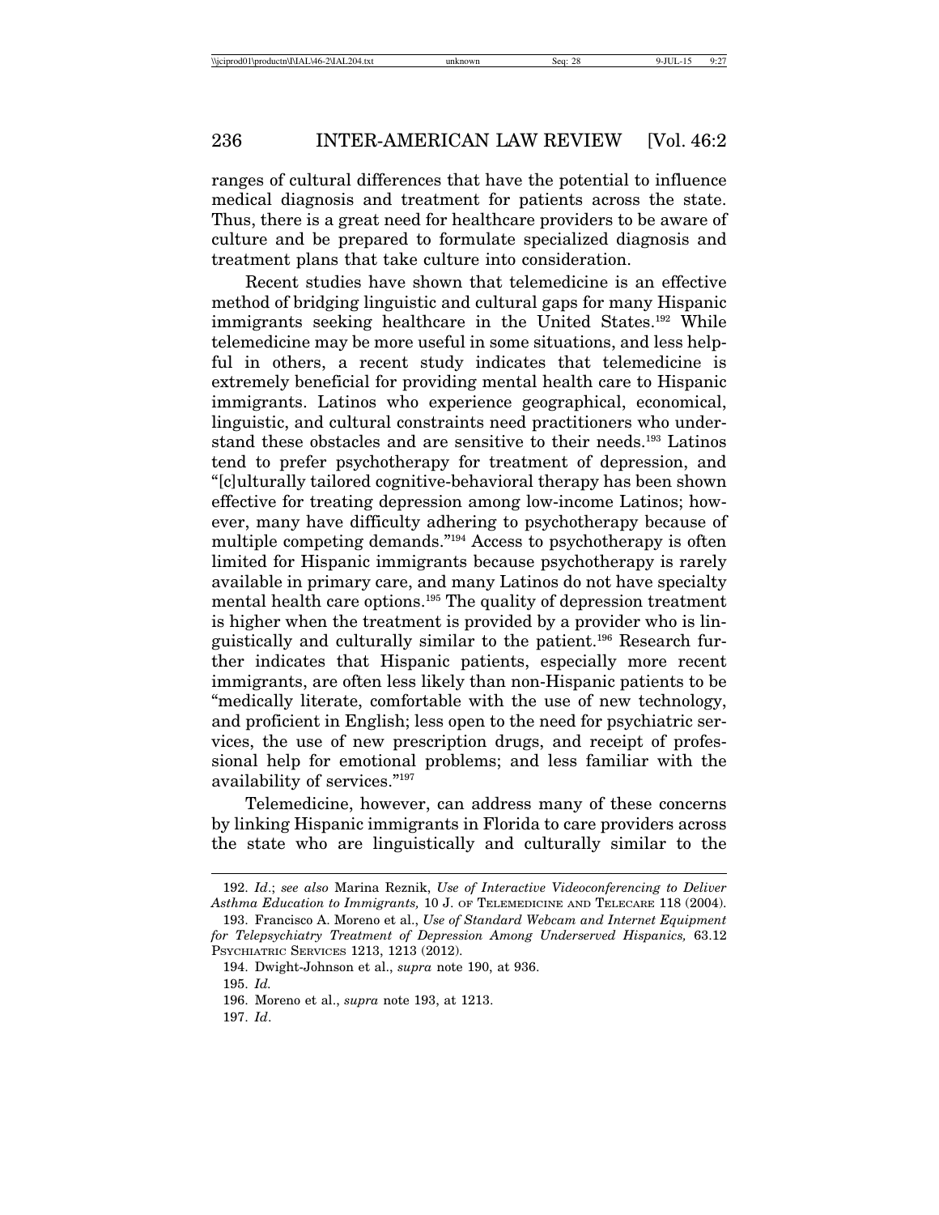ranges of cultural differences that have the potential to influence medical diagnosis and treatment for patients across the state. Thus, there is a great need for healthcare providers to be aware of culture and be prepared to formulate specialized diagnosis and treatment plans that take culture into consideration.

Recent studies have shown that telemedicine is an effective method of bridging linguistic and cultural gaps for many Hispanic immigrants seeking healthcare in the United States.[192] While telemedicine may be more useful in some situations, and less helpful in others, a recent study indicates that telemedicine is extremely beneficial for providing mental health care to Hispanic immigrants. Latinos who experience geographical, economical, linguistic, and cultural constraints need practitioners who understand these obstacles and are sensitive to their needs.[193] Latinos tend to prefer psychotherapy for treatment of depression, and "[c]ulturally tailored cognitive-behavioral therapy has been shown effective for treating depression among low-income Latinos; however, many have difficulty adhering to psychotherapy because of multiple competing demands."[194] Access to psychotherapy is often limited for Hispanic immigrants because psychotherapy is rarely available in primary care, and many Latinos do not have specialty mental health care options.[195] The quality of depression treatment is higher when the treatment is provided by a provider who is linguistically and culturally similar to the patient.[196] Research further indicates that Hispanic patients, especially more recent immigrants, are often less likely than non-Hispanic patients to be "medically literate, comfortable with the use of new technology, and proficient in English; less open to the need for psychiatric services, the use of new prescription drugs, and receipt of professional help for emotional problems; and less familiar with the availability of services."[197]

Telemedicine, however, can address many of these concerns by linking Hispanic immigrants in Florida to care providers across the state who are linguistically and culturally similar to the

---

192. *Id*.; *see also* Marina Reznik, *Use of Interactive Videoconferencing to Deliver Asthma Education to Immigrants,* 10 J. OF TELEMEDICINE AND TELECARE 118 (2004).

193. Francisco A. Moreno et al., *Use of Standard Webcam and Internet Equipment for Telepsychiatry Treatment of Depression Among Underserved Hispanics,* 63.12 PSYCHIATRIC SERVICES 1213, 1213 (2012).

194. Dwight-Johnson et al., *supra* note 190, at 936.

195. *Id.*

196. Moreno et al., *supra* note 193, at 1213.

197. *Id*.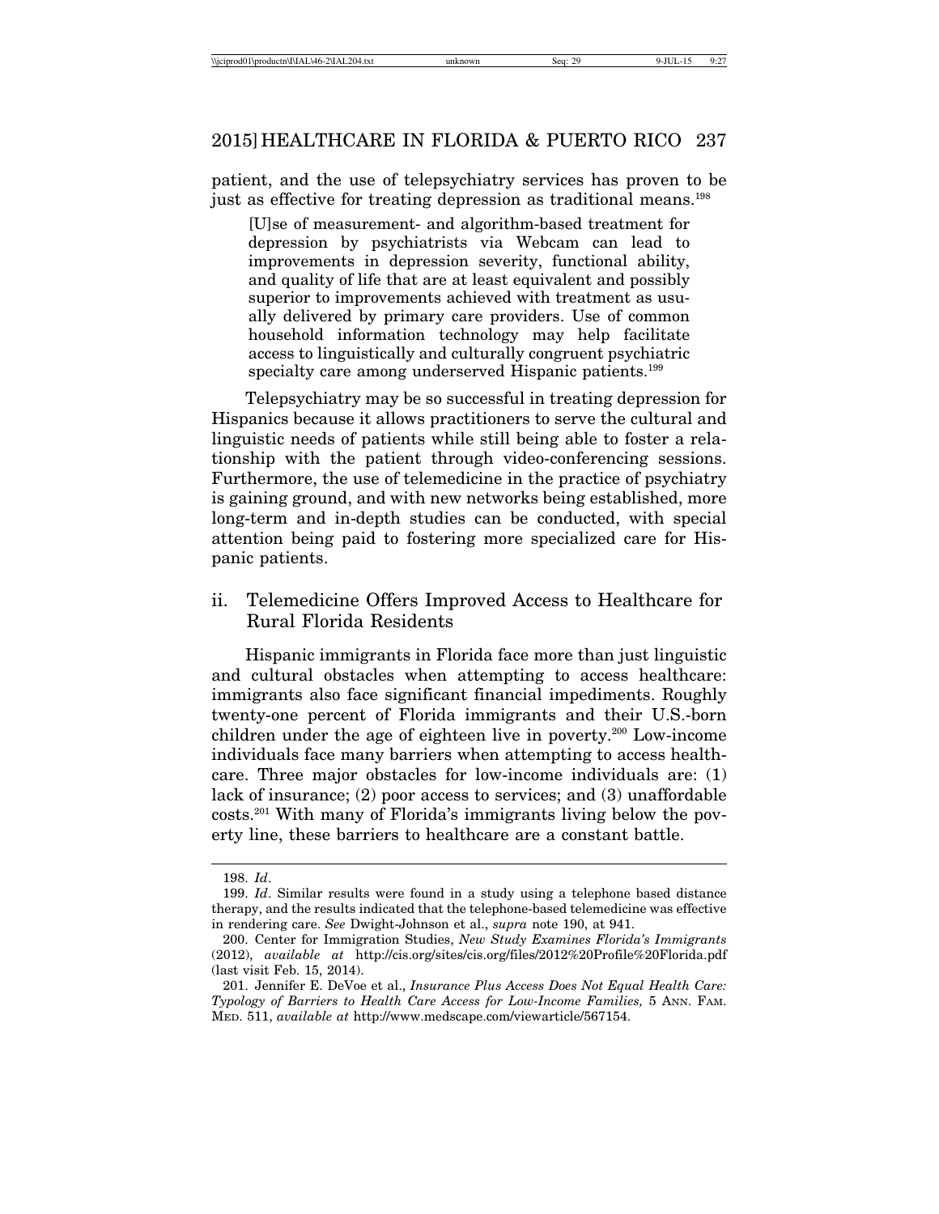patient, and the use of telepsychiatry services has proven to be just as effective for treating depression as traditional means.[198]

> [U]se of measurement- and algorithm-based treatment for depression by psychiatrists via Webcam can lead to improvements in depression severity, functional ability, and quality of life that are at least equivalent and possibly superior to improvements achieved with treatment as usually delivered by primary care providers. Use of common household information technology may help facilitate access to linguistically and culturally congruent psychiatric specialty care among underserved Hispanic patients.[199]

Telepsychiatry may be so successful in treating depression for Hispanics because it allows practitioners to serve the cultural and linguistic needs of patients while still being able to foster a relationship with the patient through video-conferencing sessions. Furthermore, the use of telemedicine in the practice of psychiatry is gaining ground, and with new networks being established, more long-term and in-depth studies can be conducted, with special attention being paid to fostering more specialized care for Hispanic patients.

### ii. Telemedicine Offers Improved Access to Healthcare for Rural Florida Residents

Hispanic immigrants in Florida face more than just linguistic and cultural obstacles when attempting to access healthcare: immigrants also face significant financial impediments. Roughly twenty-one percent of Florida immigrants and their U.S.-born children under the age of eighteen live in poverty.[200] Low-income individuals face many barriers when attempting to access healthcare. Three major obstacles for low-income individuals are: (1) lack of insurance; (2) poor access to services; and (3) unaffordable costs.[201] With many of Florida's immigrants living below the poverty line, these barriers to healthcare are a constant battle.

---

198. *Id*.

199. *Id*. Similar results were found in a study using a telephone based distance therapy, and the results indicated that the telephone-based telemedicine was effective in rendering care. *See* Dwight-Johnson et al., *supra* note 190, at 941.

200. Center for Immigration Studies, *New Study Examines Florida's Immigrants* (2012), *available at* http://cis.org/sites/cis.org/files/2012%20Profile%20Florida.pdf (last visit Feb. 15, 2014).

201. Jennifer E. DeVoe et al., *Insurance Plus Access Does Not Equal Health Care: Typology of Barriers to Health Care Access for Low-Income Families,* 5 ANN. FAM. MED. 511, *available at* http://www.medscape.com/viewarticle/567154.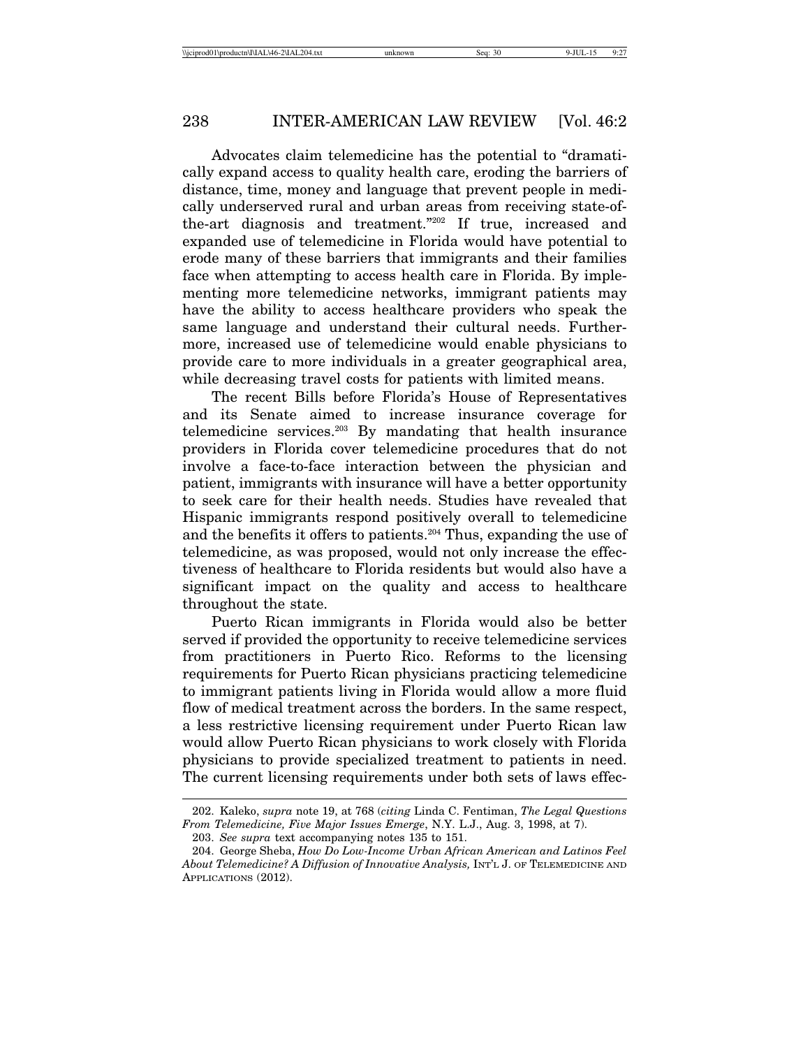Advocates claim telemedicine has the potential to "dramatically expand access to quality health care, eroding the barriers of distance, time, money and language that prevent people in medically underserved rural and urban areas from receiving state-of-the-art diagnosis and treatment."[202] If true, increased and expanded use of telemedicine in Florida would have potential to erode many of these barriers that immigrants and their families face when attempting to access health care in Florida. By implementing more telemedicine networks, immigrant patients may have the ability to access healthcare providers who speak the same language and understand their cultural needs. Furthermore, increased use of telemedicine would enable physicians to provide care to more individuals in a greater geographical area, while decreasing travel costs for patients with limited means.

The recent Bills before Florida's House of Representatives and its Senate aimed to increase insurance coverage for telemedicine services.[203] By mandating that health insurance providers in Florida cover telemedicine procedures that do not involve a face-to-face interaction between the physician and patient, immigrants with insurance will have a better opportunity to seek care for their health needs. Studies have revealed that Hispanic immigrants respond positively overall to telemedicine and the benefits it offers to patients.[204] Thus, expanding the use of telemedicine, as was proposed, would not only increase the effectiveness of healthcare to Florida residents but would also have a significant impact on the quality and access to healthcare throughout the state.

Puerto Rican immigrants in Florida would also be better served if provided the opportunity to receive telemedicine services from practitioners in Puerto Rico. Reforms to the licensing requirements for Puerto Rican physicians practicing telemedicine to immigrant patients living in Florida would allow a more fluid flow of medical treatment across the borders. In the same respect, a less restrictive licensing requirement under Puerto Rican law would allow Puerto Rican physicians to work closely with Florida physicians to provide specialized treatment to patients in need. The current licensing requirements under both sets of laws effec-

---

202. Kaleko, *supra* note 19, at 768 (*citing* Linda C. Fentiman, *The Legal Questions From Telemedicine, Five Major Issues Emerge*, N.Y. L.J., Aug. 3, 1998, at 7).

203. *See supra* text accompanying notes 135 to 151.

204. George Sheba, *How Do Low-Income Urban African American and Latinos Feel About Telemedicine? A Diffusion of Innovative Analysis,* INT'L J. OF TELEMEDICINE AND APPLICATIONS (2012).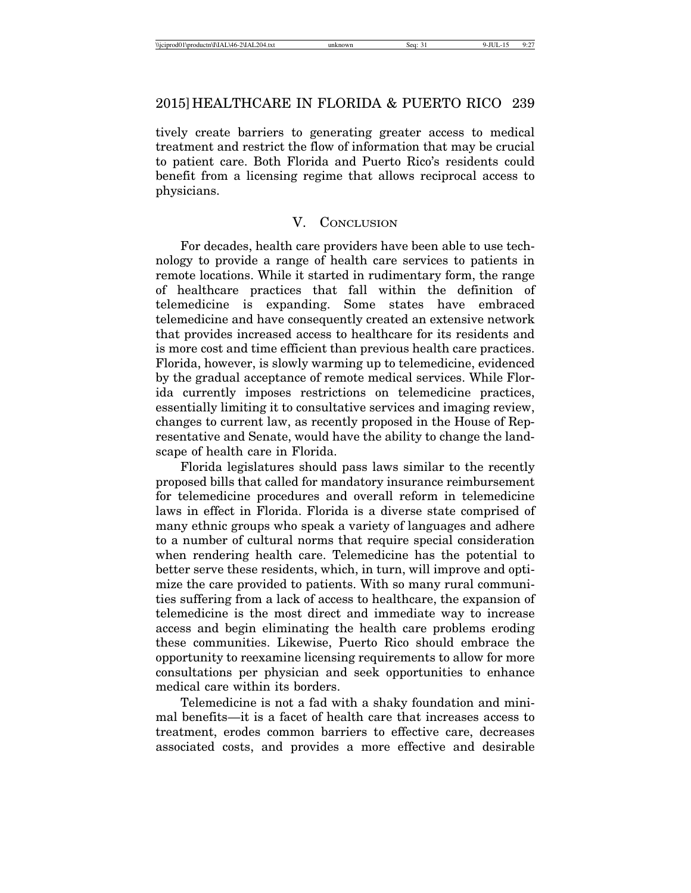tively create barriers to generating greater access to medical treatment and restrict the flow of information that may be crucial to patient care. Both Florida and Puerto Rico's residents could benefit from a licensing regime that allows reciprocal access to physicians.

## V. Conclusion

For decades, health care providers have been able to use technology to provide a range of health care services to patients in remote locations. While it started in rudimentary form, the range of healthcare practices that fall within the definition of telemedicine is expanding. Some states have embraced telemedicine and have consequently created an extensive network that provides increased access to healthcare for its residents and is more cost and time efficient than previous health care practices. Florida, however, is slowly warming up to telemedicine, evidenced by the gradual acceptance of remote medical services. While Florida currently imposes restrictions on telemedicine practices, essentially limiting it to consultative services and imaging review, changes to current law, as recently proposed in the House of Representative and Senate, would have the ability to change the landscape of health care in Florida.

Florida legislatures should pass laws similar to the recently proposed bills that called for mandatory insurance reimbursement for telemedicine procedures and overall reform in telemedicine laws in effect in Florida. Florida is a diverse state comprised of many ethnic groups who speak a variety of languages and adhere to a number of cultural norms that require special consideration when rendering health care. Telemedicine has the potential to better serve these residents, which, in turn, will improve and optimize the care provided to patients. With so many rural communities suffering from a lack of access to healthcare, the expansion of telemedicine is the most direct and immediate way to increase access and begin eliminating the health care problems eroding these communities. Likewise, Puerto Rico should embrace the opportunity to reexamine licensing requirements to allow for more consultations per physician and seek opportunities to enhance medical care within its borders.

Telemedicine is not a fad with a shaky foundation and minimal benefits—it is a facet of health care that increases access to treatment, erodes common barriers to effective care, decreases associated costs, and provides a more effective and desirable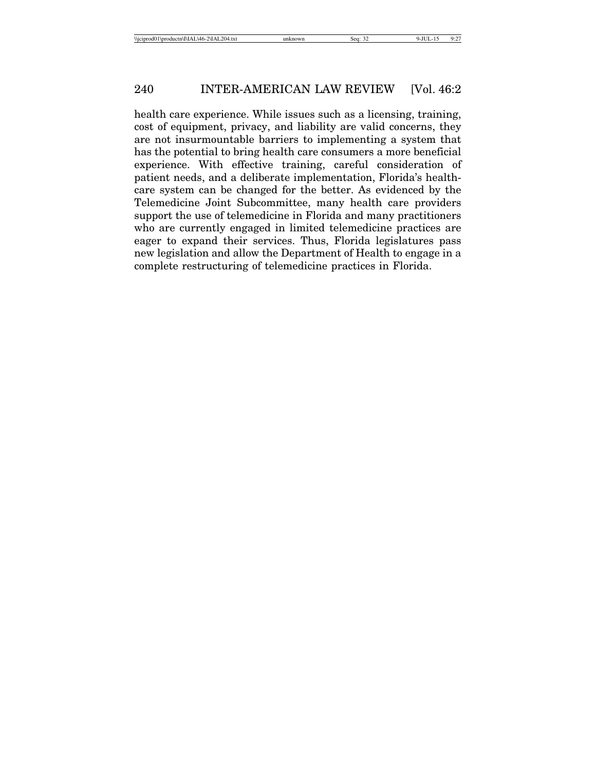health care experience. While issues such as a licensing, training, cost of equipment, privacy, and liability are valid concerns, they are not insurmountable barriers to implementing a system that has the potential to bring health care consumers a more beneficial experience. With effective training, careful consideration of patient needs, and a deliberate implementation, Florida's health-care system can be changed for the better. As evidenced by the Telemedicine Joint Subcommittee, many health care providers support the use of telemedicine in Florida and many practitioners who are currently engaged in limited telemedicine practices are eager to expand their services. Thus, Florida legislatures pass new legislation and allow the Department of Health to engage in a complete restructuring of telemedicine practices in Florida.